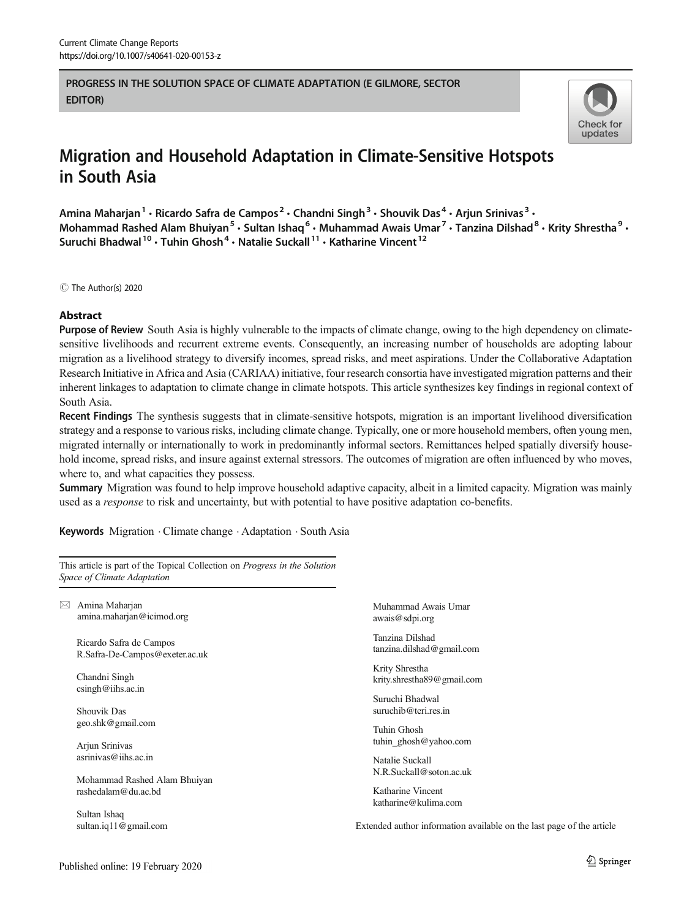PROGRESS IN THE SOLUTION SPACE OF CLIMATE ADAPTATION (E GILMORE, SECTOR EDITOR)

# Migration and Household Adaptation in Climate-Sensitive Hotspots in South Asia

Amina Maharjan[1] · Ricardo Safra de Campos[2] · Chandni Singh[3] · Shouvik Das[4] · Arjun Srinivas[3] · Mohammad Rashed Alam Bhuiyan[5] · Sultan Ishaq[6] · Muhammad Awais Umar[7] · Tanzina Dilshad[8] · Krity Shrestha[9] · Suruchi Bhadwal[10] · Tuhin Ghosh[4] · Natalie Suckall[11] · Katharine Vincent[12]

© The Author(s) 2020

## Abstract

**Purpose of Review** South Asia is highly vulnerable to the impacts of climate change, owing to the high dependency on climate-sensitive livelihoods and recurrent extreme events. Consequently, an increasing number of households are adopting labour migration as a livelihood strategy to diversify incomes, spread risks, and meet aspirations. Under the Collaborative Adaptation Research Initiative in Africa and Asia (CARIAA) initiative, four research consortia have investigated migration patterns and their inherent linkages to adaptation to climate change in climate hotspots. This article synthesizes key findings in regional context of South Asia.

**Recent Findings** The synthesis suggests that in climate-sensitive hotspots, migration is an important livelihood diversification strategy and a response to various risks, including climate change. Typically, one or more household members, often young men, migrated internally or internationally to work in predominantly informal sectors. Remittances helped spatially diversify household income, spread risks, and insure against external stressors. The outcomes of migration are often influenced by who moves, where to, and what capacities they possess.

**Summary** Migration was found to help improve household adaptive capacity, albeit in a limited capacity. Migration was mainly used as a *response* to risk and uncertainty, but with potential to have positive adaptation co-benefits.

**Keywords** Migration · Climate change · Adaptation · South Asia

This article is part of the Topical Collection on *Progress in the Solution Space of Climate Adaptation*

✉ Amina Maharjan
amina.maharjan@icimod.org

Ricardo Safra de Campos
R.Safra-De-Campos@exeter.ac.uk

Chandni Singh
csingh@iihs.ac.in

Shouvik Das
geo.shk@gmail.com

Arjun Srinivas
asrinivas@iihs.ac.in

Mohammad Rashed Alam Bhuiyan
rashedalam@du.ac.bd

Sultan Ishaq
sultan.iq11@gmail.com

Muhammad Awais Umar
awais@sdpi.org

Tanzina Dilshad
tanzina.dilshad@gmail.com

Krity Shrestha
krity.shrestha89@gmail.com

Suruchi Bhadwal
suruchib@teri.res.in

Tuhin Ghosh
tuhin_ghosh@yahoo.com

Natalie Suckall
N.R.Suckall@soton.ac.uk

Katharine Vincent
katharine@kulima.com

Extended author information available on the last page of the article

Published online: 19 February 2020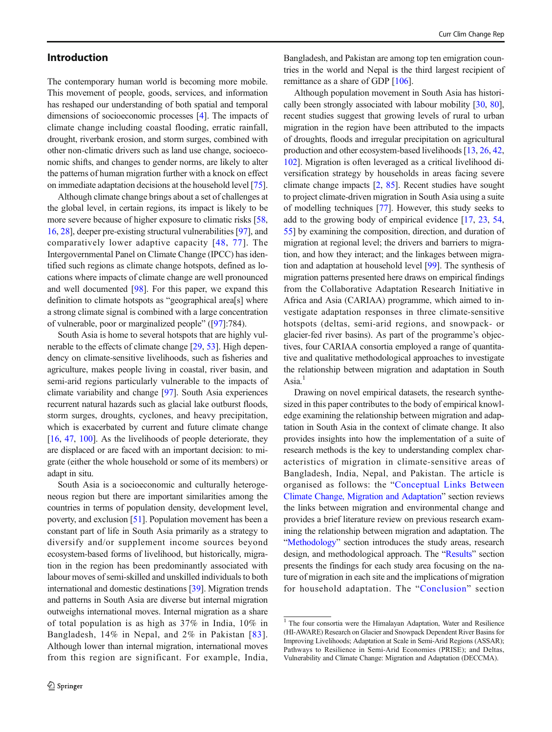## Introduction

The contemporary human world is becoming more mobile. This movement of people, goods, services, and information has reshaped our understanding of both spatial and temporal dimensions of socioeconomic processes [4]. The impacts of climate change including coastal flooding, erratic rainfall, drought, riverbank erosion, and storm surges, combined with other non-climatic drivers such as land use change, socioeconomic shifts, and changes to gender norms, are likely to alter the patterns of human migration further with a knock on effect on immediate adaptation decisions at the household level [75].

Although climate change brings about a set of challenges at the global level, in certain regions, its impact is likely to be more severe because of higher exposure to climatic risks [58, 16, 28], deeper pre-existing structural vulnerabilities [97], and comparatively lower adaptive capacity [48, 77]. The Intergovernmental Panel on Climate Change (IPCC) has identified such regions as climate change hotspots, defined as locations where impacts of climate change are well pronounced and well documented [98]. For this paper, we expand this definition to climate hotspots as "geographical area[s] where a strong climate signal is combined with a large concentration of vulnerable, poor or marginalized people" ([97]:784).

South Asia is home to several hotspots that are highly vulnerable to the effects of climate change [29, 53]. High dependency on climate-sensitive livelihoods, such as fisheries and agriculture, makes people living in coastal, river basin, and semi-arid regions particularly vulnerable to the impacts of climate variability and change [97]. South Asia experiences recurrent natural hazards such as glacial lake outburst floods, storm surges, droughts, cyclones, and heavy precipitation, which is exacerbated by current and future climate change [16, 47, 100]. As the livelihoods of people deteriorate, they are displaced or are faced with an important decision: to migrate (either the whole household or some of its members) or adapt in situ.

South Asia is a socioeconomic and culturally heterogeneous region but there are important similarities among the countries in terms of population density, development level, poverty, and exclusion [51]. Population movement has been a constant part of life in South Asia primarily as a strategy to diversify and/or supplement income sources beyond ecosystem-based forms of livelihood, but historically, migration in the region has been predominantly associated with labour moves of semi-skilled and unskilled individuals to both international and domestic destinations [39]. Migration trends and patterns in South Asia are diverse but internal migration outweighs international moves. Internal migration as a share of total population is as high as 37% in India, 10% in Bangladesh, 14% in Nepal, and 2% in Pakistan [83]. Although lower than internal migration, international moves from this region are significant. For example, India, Bangladesh, and Pakistan are among top ten emigration countries in the world and Nepal is the third largest recipient of remittance as a share of GDP [106].

Although population movement in South Asia has historically been strongly associated with labour mobility [30, 80], recent studies suggest that growing levels of rural to urban migration in the region have been attributed to the impacts of droughts, floods and irregular precipitation on agricultural production and other ecosystem-based livelihoods [13, 26, 42, 102]. Migration is often leveraged as a critical livelihood diversification strategy by households in areas facing severe climate change impacts [2, 85]. Recent studies have sought to project climate-driven migration in South Asia using a suite of modelling techniques [77]. However, this study seeks to add to the growing body of empirical evidence [17, 23, 54, 55] by examining the composition, direction, and duration of migration at regional level; the drivers and barriers to migration, and how they interact; and the linkages between migration and adaptation at household level [99]. The synthesis of migration patterns presented here draws on empirical findings from the Collaborative Adaptation Research Initiative in Africa and Asia (CARIAA) programme, which aimed to investigate adaptation responses in three climate-sensitive hotspots (deltas, semi-arid regions, and snowpack- or glacier-fed river basins). As part of the programme's objectives, four CARIAA consortia employed a range of quantitative and qualitative methodological approaches to investigate the relationship between migration and adaptation in South Asia.[1]

Drawing on novel empirical datasets, the research synthesized in this paper contributes to the body of empirical knowledge examining the relationship between migration and adaptation in South Asia in the context of climate change. It also provides insights into how the implementation of a suite of research methods is the key to understanding complex characteristics of migration in climate-sensitive areas of Bangladesh, India, Nepal, and Pakistan. The article is organised as follows: the "Conceptual Links Between Climate Change, Migration and Adaptation" section reviews the links between migration and environmental change and provides a brief literature review on previous research examining the relationship between migration and adaptation. The "Methodology" section introduces the study areas, research design, and methodological approach. The "Results" section presents the findings for each study area focusing on the nature of migration in each site and the implications of migration for household adaptation. The "Conclusion" section

[1] The four consortia were the Himalayan Adaptation, Water and Resilience (HI-AWARE) Research on Glacier and Snowpack Dependent River Basins for Improving Livelihoods; Adaptation at Scale in Semi-Arid Regions (ASSAR); Pathways to Resilience in Semi-Arid Economies (PRISE); and Deltas, Vulnerability and Climate Change: Migration and Adaptation (DECCMA).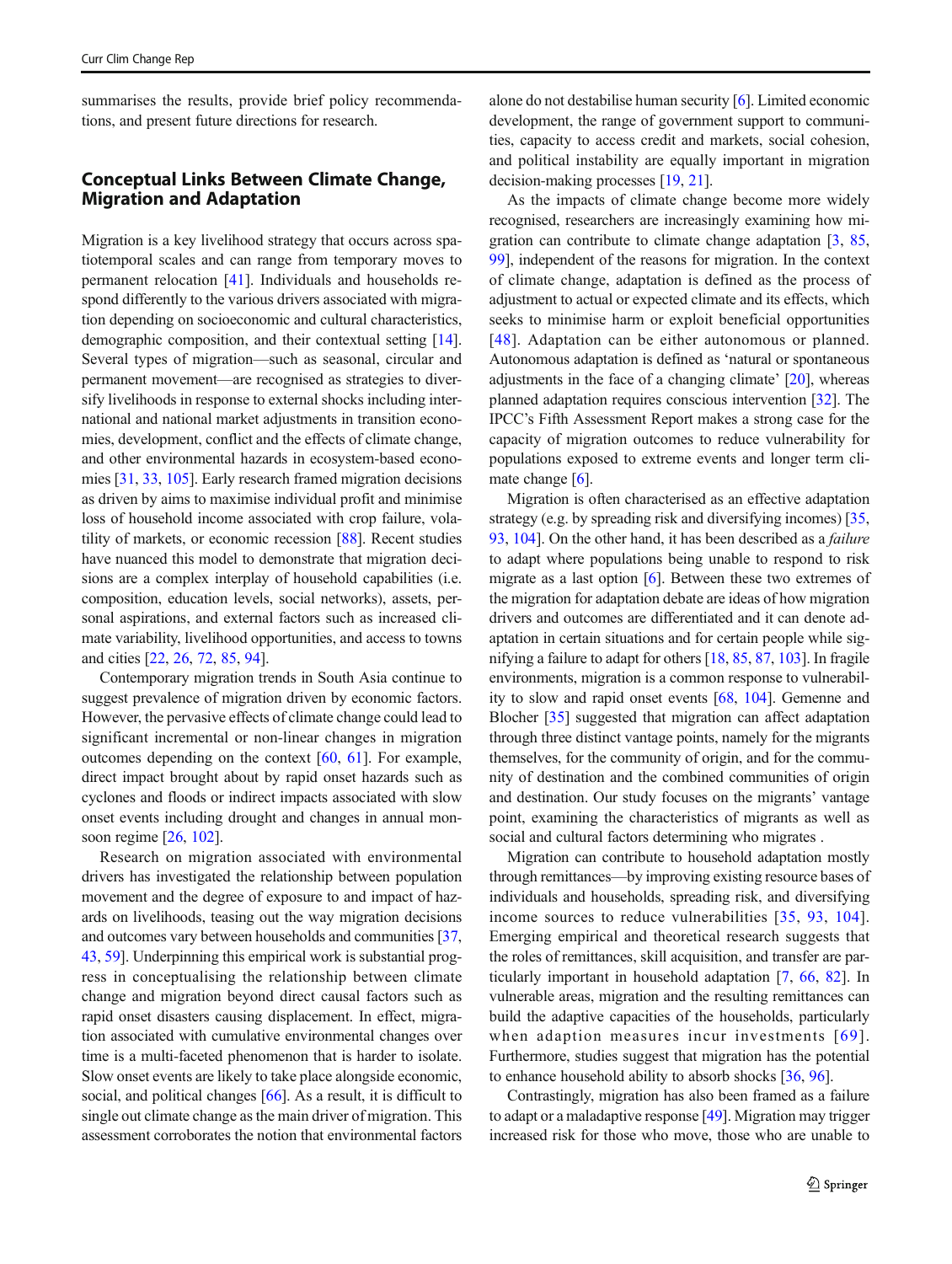summarises the results, provide brief policy recommendations, and present future directions for research.

## Conceptual Links Between Climate Change, Migration and Adaptation

Migration is a key livelihood strategy that occurs across spatiotemporal scales and can range from temporary moves to permanent relocation [41]. Individuals and households respond differently to the various drivers associated with migration depending on socioeconomic and cultural characteristics, demographic composition, and their contextual setting [14]. Several types of migration—such as seasonal, circular and permanent movement—are recognised as strategies to diversify livelihoods in response to external shocks including international and national market adjustments in transition economies, development, conflict and the effects of climate change, and other environmental hazards in ecosystem-based economies [31, 33, 105]. Early research framed migration decisions as driven by aims to maximise individual profit and minimise loss of household income associated with crop failure, volatility of markets, or economic recession [88]. Recent studies have nuanced this model to demonstrate that migration decisions are a complex interplay of household capabilities (i.e. composition, education levels, social networks), assets, personal aspirations, and external factors such as increased climate variability, livelihood opportunities, and access to towns and cities [22, 26, 72, 85, 94].

Contemporary migration trends in South Asia continue to suggest prevalence of migration driven by economic factors. However, the pervasive effects of climate change could lead to significant incremental or non-linear changes in migration outcomes depending on the context [60, 61]. For example, direct impact brought about by rapid onset hazards such as cyclones and floods or indirect impacts associated with slow onset events including drought and changes in annual monsoon regime [26, 102].

Research on migration associated with environmental drivers has investigated the relationship between population movement and the degree of exposure to and impact of hazards on livelihoods, teasing out the way migration decisions and outcomes vary between households and communities [37, 43, 59]. Underpinning this empirical work is substantial progress in conceptualising the relationship between climate change and migration beyond direct causal factors such as rapid onset disasters causing displacement. In effect, migration associated with cumulative environmental changes over time is a multi-faceted phenomenon that is harder to isolate. Slow onset events are likely to take place alongside economic, social, and political changes [66]. As a result, it is difficult to single out climate change as the main driver of migration. This assessment corroborates the notion that environmental factors alone do not destabilise human security [6]. Limited economic development, the range of government support to communities, capacity to access credit and markets, social cohesion, and political instability are equally important in migration decision-making processes [19, 21].

As the impacts of climate change become more widely recognised, researchers are increasingly examining how migration can contribute to climate change adaptation [3, 85, 99], independent of the reasons for migration. In the context of climate change, adaptation is defined as the process of adjustment to actual or expected climate and its effects, which seeks to minimise harm or exploit beneficial opportunities [48]. Adaptation can be either autonomous or planned. Autonomous adaptation is defined as 'natural or spontaneous adjustments in the face of a changing climate' [20], whereas planned adaptation requires conscious intervention [32]. The IPCC's Fifth Assessment Report makes a strong case for the capacity of migration outcomes to reduce vulnerability for populations exposed to extreme events and longer term climate change [6].

Migration is often characterised as an effective adaptation strategy (e.g. by spreading risk and diversifying incomes) [35, 93, 104]. On the other hand, it has been described as a *failure* to adapt where populations being unable to respond to risk migrate as a last option [6]. Between these two extremes of the migration for adaptation debate are ideas of how migration drivers and outcomes are differentiated and it can denote adaptation in certain situations and for certain people while signifying a failure to adapt for others [18, 85, 87, 103]. In fragile environments, migration is a common response to vulnerability to slow and rapid onset events [68, 104]. Gemenne and Blocher [35] suggested that migration can affect adaptation through three distinct vantage points, namely for the migrants themselves, for the community of origin, and for the community of destination and the combined communities of origin and destination. Our study focuses on the migrants' vantage point, examining the characteristics of migrants as well as social and cultural factors determining who migrates .

Migration can contribute to household adaptation mostly through remittances—by improving existing resource bases of individuals and households, spreading risk, and diversifying income sources to reduce vulnerabilities [35, 93, 104]. Emerging empirical and theoretical research suggests that the roles of remittances, skill acquisition, and transfer are particularly important in household adaptation [7, 66, 82]. In vulnerable areas, migration and the resulting remittances can build the adaptive capacities of the households, particularly when adaption measures incur investments [69]. Furthermore, studies suggest that migration has the potential to enhance household ability to absorb shocks [36, 96].

Contrastingly, migration has also been framed as a failure to adapt or a maladaptive response [49]. Migration may trigger increased risk for those who move, those who are unable to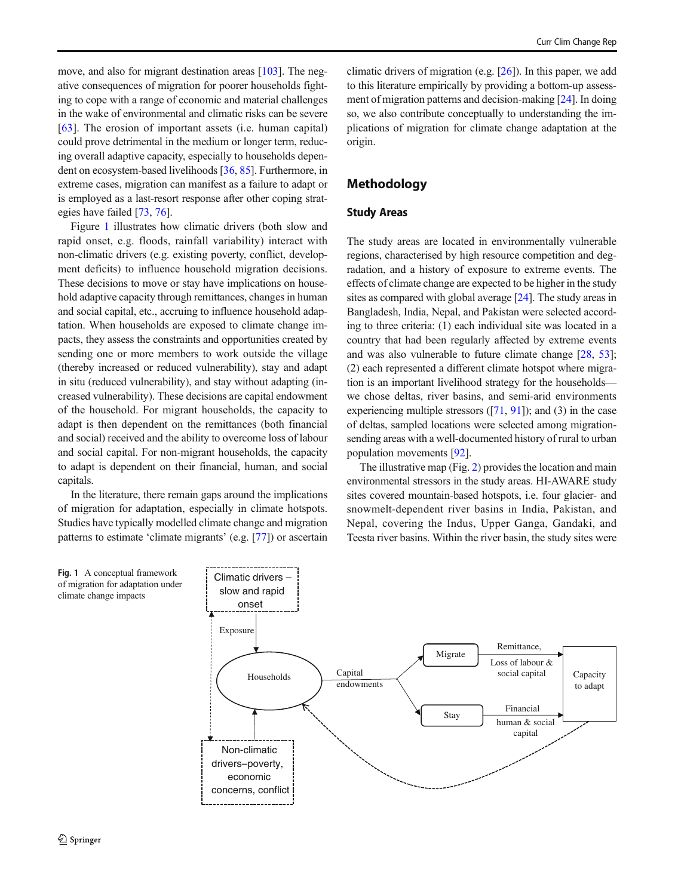move, and also for migrant destination areas [103]. The negative consequences of migration for poorer households fighting to cope with a range of economic and material challenges in the wake of environmental and climatic risks can be severe [63]. The erosion of important assets (i.e. human capital) could prove detrimental in the medium or longer term, reducing overall adaptive capacity, especially to households dependent on ecosystem-based livelihoods [36, 85]. Furthermore, in extreme cases, migration can manifest as a failure to adapt or is employed as a last-resort response after other coping strategies have failed [73, 76].

Figure 1 illustrates how climatic drivers (both slow and rapid onset, e.g. floods, rainfall variability) interact with non-climatic drivers (e.g. existing poverty, conflict, development deficits) to influence household migration decisions. These decisions to move or stay have implications on household adaptive capacity through remittances, changes in human and social capital, etc., accruing to influence household adaptation. When households are exposed to climate change impacts, they assess the constraints and opportunities created by sending one or more members to work outside the village (thereby increased or reduced vulnerability), stay and adapt in situ (reduced vulnerability), and stay without adapting (increased vulnerability). These decisions are capital endowment of the household. For migrant households, the capacity to adapt is then dependent on the remittances (both financial and social) received and the ability to overcome loss of labour and social capital. For non-migrant households, the capacity to adapt is dependent on their financial, human, and social capitals.

In the literature, there remain gaps around the implications of migration for adaptation, especially in climate hotspots. Studies have typically modelled climate change and migration patterns to estimate 'climate migrants' (e.g. [77]) or ascertain climatic drivers of migration (e.g. [26]). In this paper, we add to this literature empirically by providing a bottom-up assessment of migration patterns and decision-making [24]. In doing so, we also contribute conceptually to understanding the implications of migration for climate change adaptation at the origin.

## Methodology

### Study Areas

The study areas are located in environmentally vulnerable regions, characterised by high resource competition and degradation, and a history of exposure to extreme events. The effects of climate change are expected to be higher in the study sites as compared with global average [24]. The study areas in Bangladesh, India, Nepal, and Pakistan were selected according to three criteria: (1) each individual site was located in a country that had been regularly affected by extreme events and was also vulnerable to future climate change [28, 53]; (2) each represented a different climate hotspot where migration is an important livelihood strategy for the households—we chose deltas, river basins, and semi-arid environments experiencing multiple stressors ([71, 91]); and (3) in the case of deltas, sampled locations were selected among migration-sending areas with a well-documented history of rural to urban population movements [92].

The illustrative map (Fig. 2) provides the location and main environmental stressors in the study areas. HI-AWARE study sites covered mountain-based hotspots, i.e. four glacier- and snowmelt-dependent river basins in India, Pakistan, and Nepal, covering the Indus, Upper Ganga, Gandaki, and Teesta river basins. Within the river basin, the study sites were

**Fig. 1** A conceptual framework of migration for adaptation under climate change impacts

Climatic drivers – slow and rapid onset

Exposure

Households

Capital endowments

Migrate

Remittance, Loss of labour & social capital

Stay

Financial human & social capital

Capacity to adapt

Non-climatic drivers–poverty, economic concerns, conflict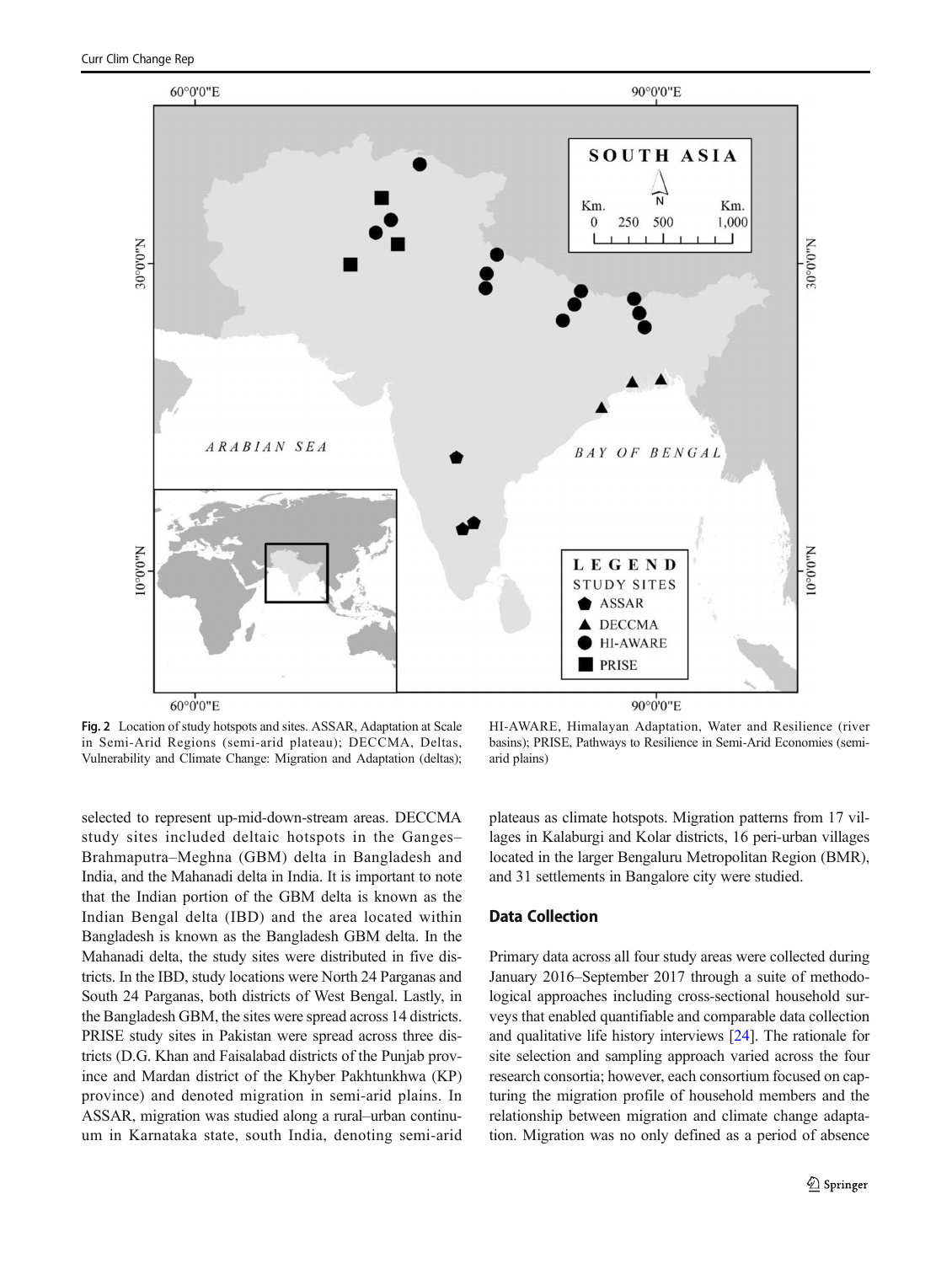**Fig. 2** Location of study hotspots and sites. ASSAR, Adaptation at Scale in Semi-Arid Regions (semi-arid plateau); DECCMA, Deltas, Vulnerability and Climate Change: Migration and Adaptation (deltas); HI-AWARE, Himalayan Adaptation, Water and Resilience (river basins); PRISE, Pathways to Resilience in Semi-Arid Economies (semi-arid plains)

selected to represent up-mid-down-stream areas. DECCMA study sites included deltaic hotspots in the Ganges–Brahmaputra–Meghna (GBM) delta in Bangladesh and India, and the Mahanadi delta in India. It is important to note that the Indian portion of the GBM delta is known as the Indian Bengal delta (IBD) and the area located within Bangladesh is known as the Bangladesh GBM delta. In the Mahanadi delta, the study sites were distributed in five districts. In the IBD, study locations were North 24 Parganas and South 24 Parganas, both districts of West Bengal. Lastly, in the Bangladesh GBM, the sites were spread across 14 districts. PRISE study sites in Pakistan were spread across three districts (D.G. Khan and Faisalabad districts of the Punjab province and Mardan district of the Khyber Pakhtunkhwa (KP) province) and denoted migration in semi-arid plains. In ASSAR, migration was studied along a rural–urban continuum in Karnataka state, south India, denoting semi-arid plateaus as climate hotspots. Migration patterns from 17 villages in Kalaburgi and Kolar districts, 16 peri-urban villages located in the larger Bengaluru Metropolitan Region (BMR), and 31 settlements in Bangalore city were studied.

## Data Collection

Primary data across all four study areas were collected during January 2016–September 2017 through a suite of methodological approaches including cross-sectional household surveys that enabled quantifiable and comparable data collection and qualitative life history interviews [24]. The rationale for site selection and sampling approach varied across the four research consortia; however, each consortium focused on capturing the migration profile of household members and the relationship between migration and climate change adaptation. Migration was no only defined as a period of absence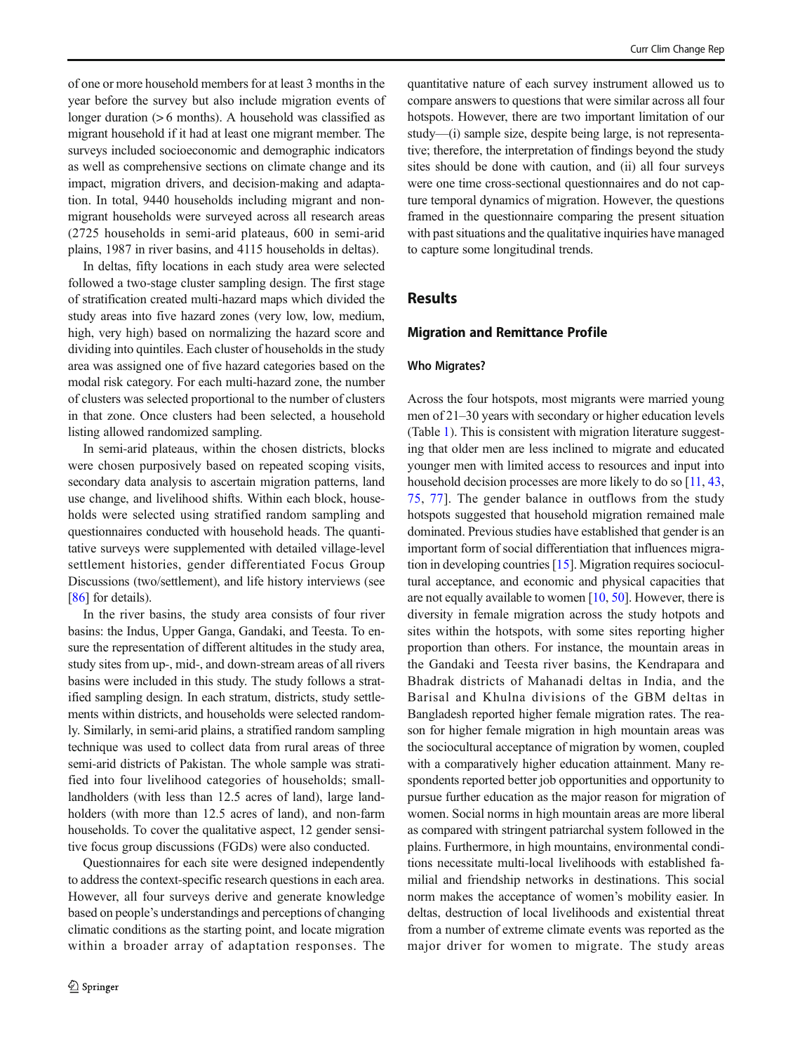of one or more household members for at least 3 months in the year before the survey but also include migration events of longer duration (> 6 months). A household was classified as migrant household if it had at least one migrant member. The surveys included socioeconomic and demographic indicators as well as comprehensive sections on climate change and its impact, migration drivers, and decision-making and adaptation. In total, 9440 households including migrant and non-migrant households were surveyed across all research areas (2725 households in semi-arid plateaus, 600 in semi-arid plains, 1987 in river basins, and 4115 households in deltas).

In deltas, fifty locations in each study area were selected followed a two-stage cluster sampling design. The first stage of stratification created multi-hazard maps which divided the study areas into five hazard zones (very low, low, medium, high, very high) based on normalizing the hazard score and dividing into quintiles. Each cluster of households in the study area was assigned one of five hazard categories based on the modal risk category. For each multi-hazard zone, the number of clusters was selected proportional to the number of clusters in that zone. Once clusters had been selected, a household listing allowed randomized sampling.

In semi-arid plateaus, within the chosen districts, blocks were chosen purposively based on repeated scoping visits, secondary data analysis to ascertain migration patterns, land use change, and livelihood shifts. Within each block, households were selected using stratified random sampling and questionnaires conducted with household heads. The quantitative surveys were supplemented with detailed village-level settlement histories, gender differentiated Focus Group Discussions (two/settlement), and life history interviews (see [86] for details).

In the river basins, the study area consists of four river basins: the Indus, Upper Ganga, Gandaki, and Teesta. To ensure the representation of different altitudes in the study area, study sites from up-, mid-, and down-stream areas of all rivers basins were included in this study. The study follows a stratified sampling design. In each stratum, districts, study settlements within districts, and households were selected randomly. Similarly, in semi-arid plains, a stratified random sampling technique was used to collect data from rural areas of three semi-arid districts of Pakistan. The whole sample was stratified into four livelihood categories of households; small-landholders (with less than 12.5 acres of land), large landholders (with more than 12.5 acres of land), and non-farm households. To cover the qualitative aspect, 12 gender sensitive focus group discussions (FGDs) were also conducted.

Questionnaires for each site were designed independently to address the context-specific research questions in each area. However, all four surveys derive and generate knowledge based on people's understandings and perceptions of changing climatic conditions as the starting point, and locate migration within a broader array of adaptation responses. The quantitative nature of each survey instrument allowed us to compare answers to questions that were similar across all four hotspots. However, there are two important limitation of our study—(i) sample size, despite being large, is not representative; therefore, the interpretation of findings beyond the study sites should be done with caution, and (ii) all four surveys were one time cross-sectional questionnaires and do not capture temporal dynamics of migration. However, the questions framed in the questionnaire comparing the present situation with past situations and the qualitative inquiries have managed to capture some longitudinal trends.

## Results

### Migration and Remittance Profile

#### Who Migrates?

Across the four hotspots, most migrants were married young men of 21–30 years with secondary or higher education levels (Table 1). This is consistent with migration literature suggesting that older men are less inclined to migrate and educated younger men with limited access to resources and input into household decision processes are more likely to do so [11, 43, 75, 77]. The gender balance in outflows from the study hotspots suggested that household migration remained male dominated. Previous studies have established that gender is an important form of social differentiation that influences migration in developing countries [15]. Migration requires sociocultural acceptance, and economic and physical capacities that are not equally available to women [10, 50]. However, there is diversity in female migration across the study hotpots and sites within the hotspots, with some sites reporting higher proportion than others. For instance, the mountain areas in the Gandaki and Teesta river basins, the Kendrapara and Bhadrak districts of Mahanadi deltas in India, and the Barisal and Khulna divisions of the GBM deltas in Bangladesh reported higher female migration rates. The reason for higher female migration in high mountain areas was the sociocultural acceptance of migration by women, coupled with a comparatively higher education attainment. Many respondents reported better job opportunities and opportunity to pursue further education as the major reason for migration of women. Social norms in high mountain areas are more liberal as compared with stringent patriarchal system followed in the plains. Furthermore, in high mountains, environmental conditions necessitate multi-local livelihoods with established familial and friendship networks in destinations. This social norm makes the acceptance of women's mobility easier. In deltas, destruction of local livelihoods and existential threat from a number of extreme climate events was reported as the major driver for women to migrate. The study areas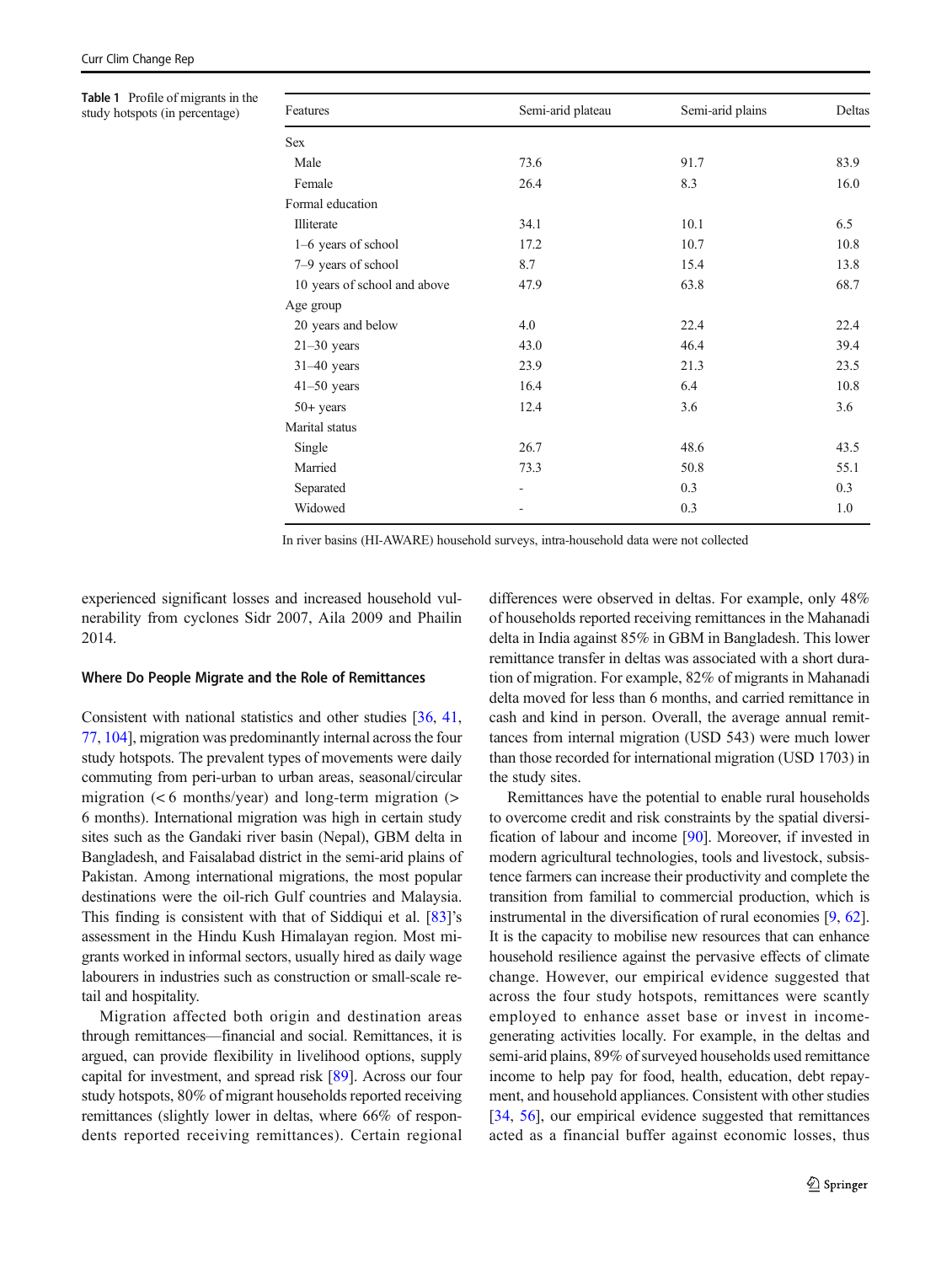**Table 1** Profile of migrants in the study hotspots (in percentage)

| Features | Semi-arid plateau | Semi-arid plains | Deltas |
|---|---|---|---|
| Sex | | | |
| Male | 73.6 | 91.7 | 83.9 |
| Female | 26.4 | 8.3 | 16.0 |
| Formal education | | | |
| Illiterate | 34.1 | 10.1 | 6.5 |
| 1–6 years of school | 17.2 | 10.7 | 10.8 |
| 7–9 years of school | 8.7 | 15.4 | 13.8 |
| 10 years of school and above | 47.9 | 63.8 | 68.7 |
| Age group | | | |
| 20 years and below | 4.0 | 22.4 | 22.4 |
| 21–30 years | 43.0 | 46.4 | 39.4 |
| 31–40 years | 23.9 | 21.3 | 23.5 |
| 41–50 years | 16.4 | 6.4 | 10.8 |
| 50+ years | 12.4 | 3.6 | 3.6 |
| Marital status | | | |
| Single | 26.7 | 48.6 | 43.5 |
| Married | 73.3 | 50.8 | 55.1 |
| Separated | - | 0.3 | 0.3 |
| Widowed | - | 0.3 | 1.0 |

In river basins (HI-AWARE) household surveys, intra-household data were not collected

experienced significant losses and increased household vulnerability from cyclones Sidr 2007, Aila 2009 and Phailin 2014.

### Where Do People Migrate and the Role of Remittances

Consistent with national statistics and other studies [36, 41, 77, 104], migration was predominantly internal across the four study hotspots. The prevalent types of movements were daily commuting from peri-urban to urban areas, seasonal/circular migration (< 6 months/year) and long-term migration (> 6 months). International migration was high in certain study sites such as the Gandaki river basin (Nepal), GBM delta in Bangladesh, and Faisalabad district in the semi-arid plains of Pakistan. Among international migrations, the most popular destinations were the oil-rich Gulf countries and Malaysia. This finding is consistent with that of Siddiqui et al. [83]'s assessment in the Hindu Kush Himalayan region. Most migrants worked in informal sectors, usually hired as daily wage labourers in industries such as construction or small-scale retail and hospitality.

Migration affected both origin and destination areas through remittances—financial and social. Remittances, it is argued, can provide flexibility in livelihood options, supply capital for investment, and spread risk [89]. Across our four study hotspots, 80% of migrant households reported receiving remittances (slightly lower in deltas, where 66% of respondents reported receiving remittances). Certain regional differences were observed in deltas. For example, only 48% of households reported receiving remittances in the Mahanadi delta in India against 85% in GBM in Bangladesh. This lower remittance transfer in deltas was associated with a short duration of migration. For example, 82% of migrants in Mahanadi delta moved for less than 6 months, and carried remittance in cash and kind in person. Overall, the average annual remittances from internal migration (USD 543) were much lower than those recorded for international migration (USD 1703) in the study sites.

Remittances have the potential to enable rural households to overcome credit and risk constraints by the spatial diversification of labour and income [90]. Moreover, if invested in modern agricultural technologies, tools and livestock, subsistence farmers can increase their productivity and complete the transition from familial to commercial production, which is instrumental in the diversification of rural economies [9, 62]. It is the capacity to mobilise new resources that can enhance household resilience against the pervasive effects of climate change. However, our empirical evidence suggested that across the four study hotspots, remittances were scantly employed to enhance asset base or invest in income-generating activities locally. For example, in the deltas and semi-arid plains, 89% of surveyed households used remittance income to help pay for food, health, education, debt repayment, and household appliances. Consistent with other studies [34, 56], our empirical evidence suggested that remittances acted as a financial buffer against economic losses, thus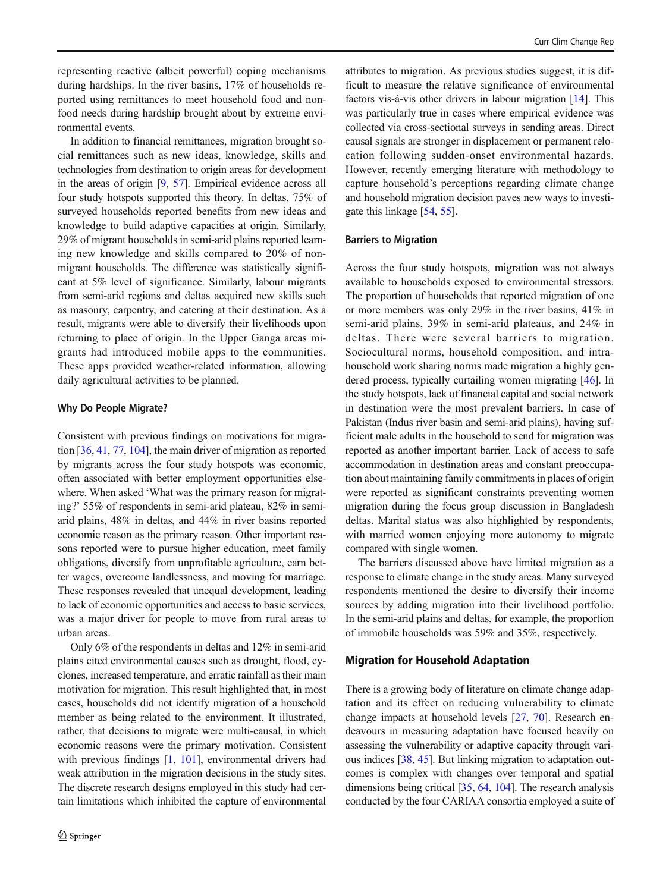representing reactive (albeit powerful) coping mechanisms during hardships. In the river basins, 17% of households reported using remittances to meet household food and non-food needs during hardship brought about by extreme environmental events.

In addition to financial remittances, migration brought social remittances such as new ideas, knowledge, skills and technologies from destination to origin areas for development in the areas of origin [9, 57]. Empirical evidence across all four study hotspots supported this theory. In deltas, 75% of surveyed households reported benefits from new ideas and knowledge to build adaptive capacities at origin. Similarly, 29% of migrant households in semi-arid plains reported learning new knowledge and skills compared to 20% of non-migrant households. The difference was statistically significant at 5% level of significance. Similarly, labour migrants from semi-arid regions and deltas acquired new skills such as masonry, carpentry, and catering at their destination. As a result, migrants were able to diversify their livelihoods upon returning to place of origin. In the Upper Ganga areas migrants had introduced mobile apps to the communities. These apps provided weather-related information, allowing daily agricultural activities to be planned.

### Why Do People Migrate?

Consistent with previous findings on motivations for migration [36, 41, 77, 104], the main driver of migration as reported by migrants across the four study hotspots was economic, often associated with better employment opportunities elsewhere. When asked 'What was the primary reason for migrating?' 55% of respondents in semi-arid plateau, 82% in semi-arid plains, 48% in deltas, and 44% in river basins reported economic reason as the primary reason. Other important reasons reported were to pursue higher education, meet family obligations, diversify from unprofitable agriculture, earn better wages, overcome landlessness, and moving for marriage. These responses revealed that unequal development, leading to lack of economic opportunities and access to basic services, was a major driver for people to move from rural areas to urban areas.

Only 6% of the respondents in deltas and 12% in semi-arid plains cited environmental causes such as drought, flood, cyclones, increased temperature, and erratic rainfall as their main motivation for migration. This result highlighted that, in most cases, households did not identify migration of a household member as being related to the environment. It illustrated, rather, that decisions to migrate were multi-causal, in which economic reasons were the primary motivation. Consistent with previous findings [1, 101], environmental drivers had weak attribution in the migration decisions in the study sites. The discrete research designs employed in this study had certain limitations which inhibited the capture of environmental attributes to migration. As previous studies suggest, it is difficult to measure the relative significance of environmental factors vis-á-vis other drivers in labour migration [14]. This was particularly true in cases where empirical evidence was collected via cross-sectional surveys in sending areas. Direct causal signals are stronger in displacement or permanent relocation following sudden-onset environmental hazards. However, recently emerging literature with methodology to capture household's perceptions regarding climate change and household migration decision paves new ways to investigate this linkage [54, 55].

### Barriers to Migration

Across the four study hotspots, migration was not always available to households exposed to environmental stressors. The proportion of households that reported migration of one or more members was only 29% in the river basins, 41% in semi-arid plains, 39% in semi-arid plateaus, and 24% in deltas. There were several barriers to migration. Sociocultural norms, household composition, and intra-household work sharing norms made migration a highly gendered process, typically curtailing women migrating [46]. In the study hotspots, lack of financial capital and social network in destination were the most prevalent barriers. In case of Pakistan (Indus river basin and semi-arid plains), having sufficient male adults in the household to send for migration was reported as another important barrier. Lack of access to safe accommodation in destination areas and constant preoccupation about maintaining family commitments in places of origin were reported as significant constraints preventing women migration during the focus group discussion in Bangladesh deltas. Marital status was also highlighted by respondents, with married women enjoying more autonomy to migrate compared with single women.

The barriers discussed above have limited migration as a response to climate change in the study areas. Many surveyed respondents mentioned the desire to diversify their income sources by adding migration into their livelihood portfolio. In the semi-arid plains and deltas, for example, the proportion of immobile households was 59% and 35%, respectively.

## Migration for Household Adaptation

There is a growing body of literature on climate change adaptation and its effect on reducing vulnerability to climate change impacts at household levels [27, 70]. Research endeavours in measuring adaptation have focused heavily on assessing the vulnerability or adaptive capacity through various indices [38, 45]. But linking migration to adaptation outcomes is complex with changes over temporal and spatial dimensions being critical [35, 64, 104]. The research analysis conducted by the four CARIAA consortia employed a suite of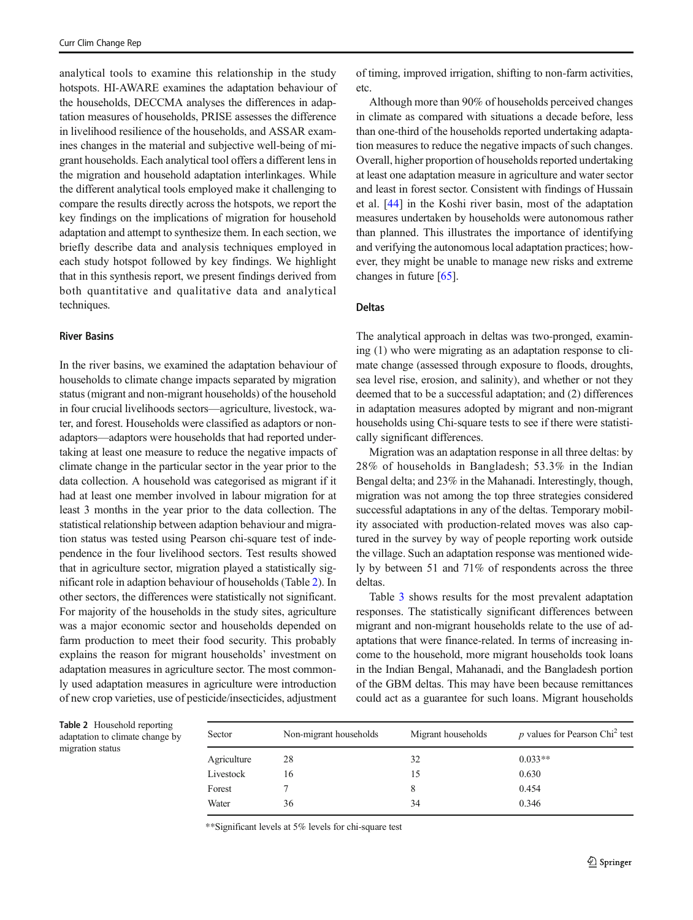analytical tools to examine this relationship in the study hotspots. HI-AWARE examines the adaptation behaviour of the households, DECCMA analyses the differences in adaptation measures of households, PRISE assesses the difference in livelihood resilience of the households, and ASSAR examines changes in the material and subjective well-being of migrant households. Each analytical tool offers a different lens in the migration and household adaptation interlinkages. While the different analytical tools employed make it challenging to compare the results directly across the hotspots, we report the key findings on the implications of migration for household adaptation and attempt to synthesize them. In each section, we briefly describe data and analysis techniques employed in each study hotspot followed by key findings. We highlight that in this synthesis report, we present findings derived from both quantitative and qualitative data and analytical techniques.

### River Basins

In the river basins, we examined the adaptation behaviour of households to climate change impacts separated by migration status (migrant and non-migrant households) of the household in four crucial livelihoods sectors—agriculture, livestock, water, and forest. Households were classified as adaptors or non-adaptors—adaptors were households that had reported undertaking at least one measure to reduce the negative impacts of climate change in the particular sector in the year prior to the data collection. A household was categorised as migrant if it had at least one member involved in labour migration for at least 3 months in the year prior to the data collection. The statistical relationship between adaption behaviour and migration status was tested using Pearson chi-square test of independence in the four livelihood sectors. Test results showed that in agriculture sector, migration played a statistically significant role in adaption behaviour of households (Table 2). In other sectors, the differences were statistically not significant. For majority of the households in the study sites, agriculture was a major economic sector and households depended on farm production to meet their food security. This probably explains the reason for migrant households' investment on adaptation measures in agriculture sector. The most commonly used adaptation measures in agriculture were introduction of new crop varieties, use of pesticide/insecticides, adjustment of timing, improved irrigation, shifting to non-farm activities, etc.

Although more than 90% of households perceived changes in climate as compared with situations a decade before, less than one-third of the households reported undertaking adaptation measures to reduce the negative impacts of such changes. Overall, higher proportion of households reported undertaking at least one adaptation measure in agriculture and water sector and least in forest sector. Consistent with findings of Hussain et al. [44] in the Koshi river basin, most of the adaptation measures undertaken by households were autonomous rather than planned. This illustrates the importance of identifying and verifying the autonomous local adaptation practices; however, they might be unable to manage new risks and extreme changes in future [65].

### Deltas

The analytical approach in deltas was two-pronged, examining (1) who were migrating as an adaptation response to climate change (assessed through exposure to floods, droughts, sea level rise, erosion, and salinity), and whether or not they deemed that to be a successful adaptation; and (2) differences in adaptation measures adopted by migrant and non-migrant households using Chi-square tests to see if there were statistically significant differences.

Migration was an adaptation response in all three deltas: by 28% of households in Bangladesh; 53.3% in the Indian Bengal delta; and 23% in the Mahanadi. Interestingly, though, migration was not among the top three strategies considered successful adaptations in any of the deltas. Temporary mobility associated with production-related moves was also captured in the survey by way of people reporting work outside the village. Such an adaptation response was mentioned widely by between 51 and 71% of respondents across the three deltas.

Table 3 shows results for the most prevalent adaptation responses. The statistically significant differences between migrant and non-migrant households relate to the use of adaptations that were finance-related. In terms of increasing income to the household, more migrant households took loans in the Indian Bengal, Mahanadi, and the Bangladesh portion of the GBM deltas. This may have been because remittances could act as a guarantee for such loans. Migrant households

**Table 2** Household reporting adaptation to climate change by migration status

| Sector | Non-migrant households | Migrant households | $p$ values for Pearson $Chi^2$ test |
|---|---|---|---|
| Agriculture | 28 | 32 | 0.033** |
| Livestock | 16 | 15 | 0.630 |
| Forest | 7 | 8 | 0.454 |
| Water | 36 | 34 | 0.346 |

**Significant levels at 5% levels for chi-square test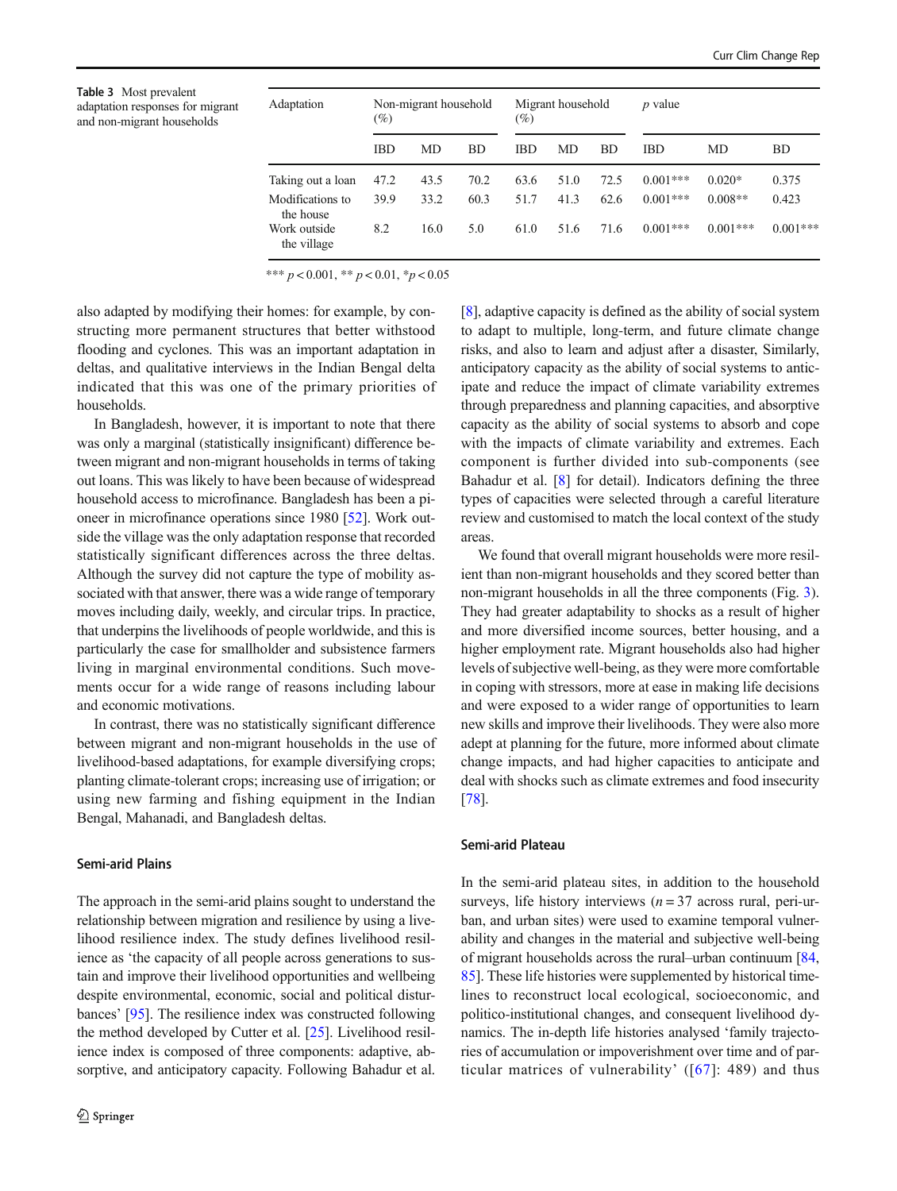**Table 3** Most prevalent adaptation responses for migrant and non-migrant households

| Adaptation | Non-migrant household (%) | | | Migrant household (%) | | | $p$ value | | |
|---|---|---|---|---|---|---|---|---|---|
| | IBD | MD | BD | IBD | MD | BD | IBD | MD | BD |
| Taking out a loan | 47.2 | 43.5 | 70.2 | 63.6 | 51.0 | 72.5 | 0.001*** | 0.020* | 0.375 |
| Modifications to the house | 39.9 | 33.2 | 60.3 | 51.7 | 41.3 | 62.6 | 0.001*** | 0.008** | 0.423 |
| Work outside the village | 8.2 | 16.0 | 5.0 | 61.0 | 51.6 | 71.6 | 0.001*** | 0.001*** | 0.001*** |

*** $p < 0.001$, ** $p < 0.01$, * $p < 0.05$

also adapted by modifying their homes: for example, by constructing more permanent structures that better withstood flooding and cyclones. This was an important adaptation in deltas, and qualitative interviews in the Indian Bengal delta indicated that this was one of the primary priorities of households.

In Bangladesh, however, it is important to note that there was only a marginal (statistically insignificant) difference between migrant and non-migrant households in terms of taking out loans. This was likely to have been because of widespread household access to microfinance. Bangladesh has been a pioneer in microfinance operations since 1980 [52]. Work outside the village was the only adaptation response that recorded statistically significant differences across the three deltas. Although the survey did not capture the type of mobility associated with that answer, there was a wide range of temporary moves including daily, weekly, and circular trips. In practice, that underpins the livelihoods of people worldwide, and this is particularly the case for smallholder and subsistence farmers living in marginal environmental conditions. Such movements occur for a wide range of reasons including labour and economic motivations.

In contrast, there was no statistically significant difference between migrant and non-migrant households in the use of livelihood-based adaptations, for example diversifying crops; planting climate-tolerant crops; increasing use of irrigation; or using new farming and fishing equipment in the Indian Bengal, Mahanadi, and Bangladesh deltas.

### Semi-arid Plains

The approach in the semi-arid plains sought to understand the relationship between migration and resilience by using a livelihood resilience index. The study defines livelihood resilience as 'the capacity of all people across generations to sustain and improve their livelihood opportunities and wellbeing despite environmental, economic, social and political disturbances' [95]. The resilience index was constructed following the method developed by Cutter et al. [25]. Livelihood resilience index is composed of three components: adaptive, absorptive, and anticipatory capacity. Following Bahadur et al. [8], adaptive capacity is defined as the ability of social system to adapt to multiple, long-term, and future climate change risks, and also to learn and adjust after a disaster, Similarly, anticipatory capacity as the ability of social systems to anticipate and reduce the impact of climate variability extremes through preparedness and planning capacities, and absorptive capacity as the ability of social systems to absorb and cope with the impacts of climate variability and extremes. Each component is further divided into sub-components (see Bahadur et al. [8] for detail). Indicators defining the three types of capacities were selected through a careful literature review and customised to match the local context of the study areas.

We found that overall migrant households were more resilient than non-migrant households and they scored better than non-migrant households in all the three components (Fig. 3). They had greater adaptability to shocks as a result of higher and more diversified income sources, better housing, and a higher employment rate. Migrant households also had higher levels of subjective well-being, as they were more comfortable in coping with stressors, more at ease in making life decisions and were exposed to a wider range of opportunities to learn new skills and improve their livelihoods. They were also more adept at planning for the future, more informed about climate change impacts, and had higher capacities to anticipate and deal with shocks such as climate extremes and food insecurity [78].

### Semi-arid Plateau

In the semi-arid plateau sites, in addition to the household surveys, life history interviews ($n = 37$ across rural, peri-urban, and urban sites) were used to examine temporal vulnerability and changes in the material and subjective well-being of migrant households across the rural–urban continuum [84, 85]. These life histories were supplemented by historical timelines to reconstruct local ecological, socioeconomic, and politico-institutional changes, and consequent livelihood dynamics. The in-depth life histories analysed 'family trajectories of accumulation or impoverishment over time and of particular matrices of vulnerability' ([67]: 489) and thus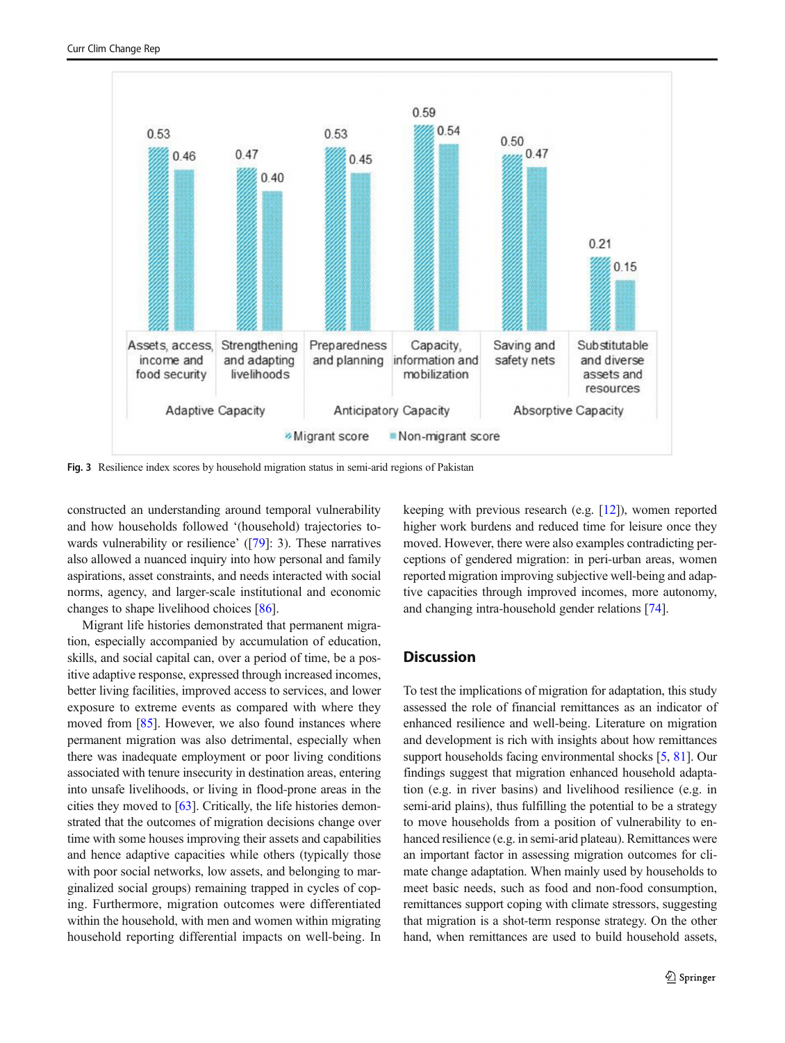Fig. 3 Resilience index scores by household migration status in semi-arid regions of Pakistan

constructed an understanding around temporal vulnerability and how households followed '(household) trajectories towards vulnerability or resilience' ([79]: 3). These narratives also allowed a nuanced inquiry into how personal and family aspirations, asset constraints, and needs interacted with social norms, agency, and larger-scale institutional and economic changes to shape livelihood choices [86].

Migrant life histories demonstrated that permanent migration, especially accompanied by accumulation of education, skills, and social capital can, over a period of time, be a positive adaptive response, expressed through increased incomes, better living facilities, improved access to services, and lower exposure to extreme events as compared with where they moved from [85]. However, we also found instances where permanent migration was also detrimental, especially when there was inadequate employment or poor living conditions associated with tenure insecurity in destination areas, entering into unsafe livelihoods, or living in flood-prone areas in the cities they moved to [63]. Critically, the life histories demonstrated that the outcomes of migration decisions change over time with some houses improving their assets and capabilities and hence adaptive capacities while others (typically those with poor social networks, low assets, and belonging to marginalized social groups) remaining trapped in cycles of coping. Furthermore, migration outcomes were differentiated within the household, with men and women within migrating household reporting differential impacts on well-being. In keeping with previous research (e.g. [12]), women reported higher work burdens and reduced time for leisure once they moved. However, there were also examples contradicting perceptions of gendered migration: in peri-urban areas, women reported migration improving subjective well-being and adaptive capacities through improved incomes, more autonomy, and changing intra-household gender relations [74].

## Discussion

To test the implications of migration for adaptation, this study assessed the role of financial remittances as an indicator of enhanced resilience and well-being. Literature on migration and development is rich with insights about how remittances support households facing environmental shocks [5, 81]. Our findings suggest that migration enhanced household adaptation (e.g. in river basins) and livelihood resilience (e.g. in semi-arid plains), thus fulfilling the potential to be a strategy to move households from a position of vulnerability to enhanced resilience (e.g. in semi-arid plateau). Remittances were an important factor in assessing migration outcomes for climate change adaptation. When mainly used by households to meet basic needs, such as food and non-food consumption, remittances support coping with climate stressors, suggesting that migration is a shot-term response strategy. On the other hand, when remittances are used to build household assets,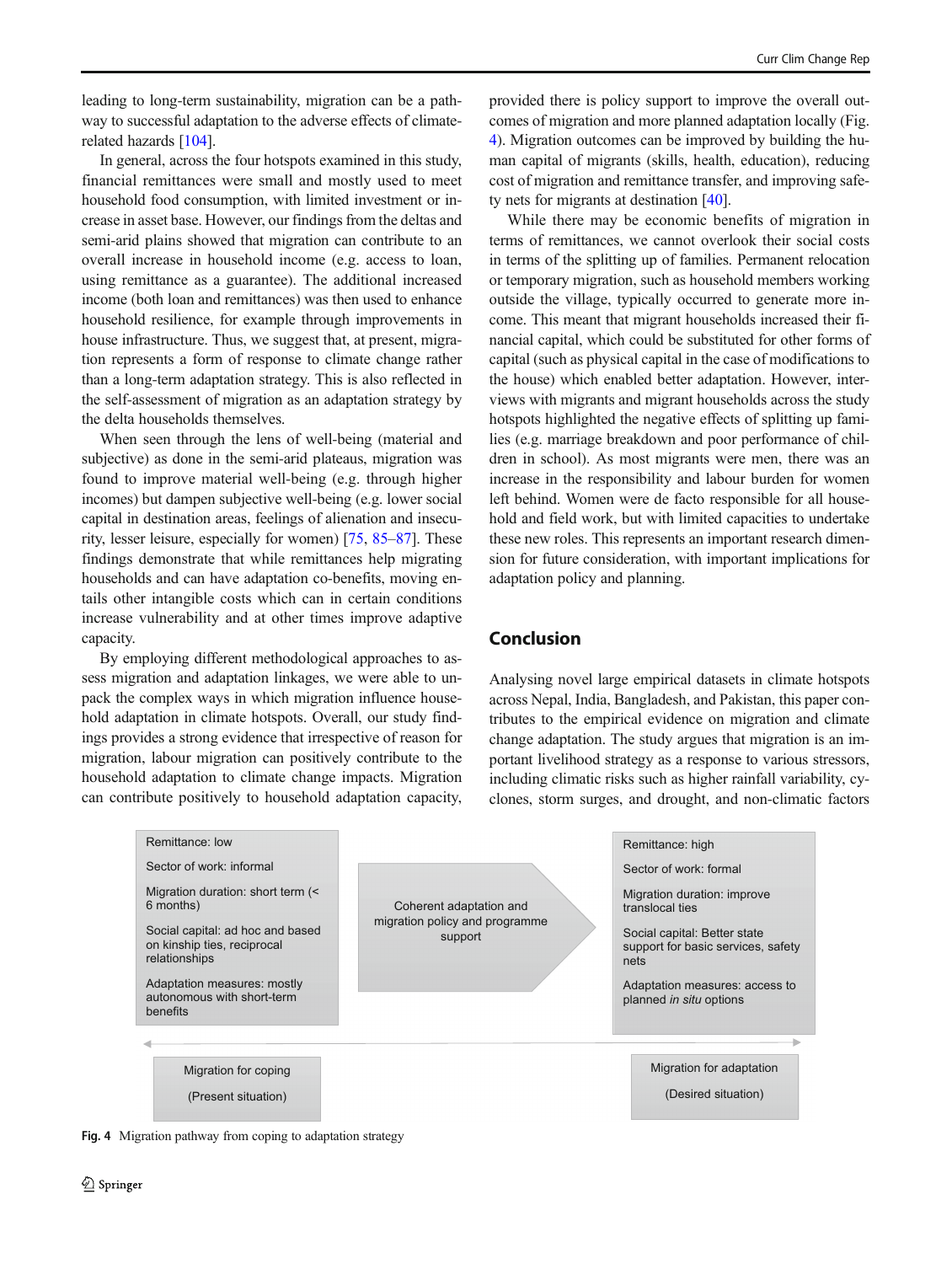leading to long-term sustainability, migration can be a pathway to successful adaptation to the adverse effects of climate-related hazards [104].

In general, across the four hotspots examined in this study, financial remittances were small and mostly used to meet household food consumption, with limited investment or increase in asset base. However, our findings from the deltas and semi-arid plains showed that migration can contribute to an overall increase in household income (e.g. access to loan, using remittance as a guarantee). The additional increased income (both loan and remittances) was then used to enhance household resilience, for example through improvements in house infrastructure. Thus, we suggest that, at present, migration represents a form of response to climate change rather than a long-term adaptation strategy. This is also reflected in the self-assessment of migration as an adaptation strategy by the delta households themselves.

When seen through the lens of well-being (material and subjective) as done in the semi-arid plateaus, migration was found to improve material well-being (e.g. through higher incomes) but dampen subjective well-being (e.g. through lower social capital in destination areas, feelings of alienation and insecurity, lesser leisure, especially for women) [75, 85–87]. These findings demonstrate that while remittances help migrating households and can have adaptation co-benefits, moving entails other intangible costs which can in certain conditions increase vulnerability and at other times improve adaptive capacity.

By employing different methodological approaches to assess migration and adaptation linkages, we were able to unpack the complex ways in which migration influence household adaptation in climate hotspots. Overall, our study findings provides a strong evidence that irrespective of reason for migration, labour migration can positively contribute to the household adaptation to climate change impacts. Migration can contribute positively to household adaptation capacity, provided there is policy support to improve the overall outcomes of migration and more planned adaptation locally (Fig. 4). Migration outcomes can be improved by building the human capital of migrants (skills, health, education), reducing cost of migration and remittance transfer, and improving safety nets for migrants at destination [40].

While there may be economic benefits of migration in terms of remittances, we cannot overlook their social costs in terms of the splitting up of families. Permanent relocation or temporary migration, such as household members working outside the village, typically occurred to generate more income. This meant that migrant households increased their financial capital, which could be substituted for other forms of capital (such as physical capital in the case of modifications to the house) which enabled better adaptation. However, interviews with migrants and migrant households across the study hotspots highlighted the negative effects of splitting up families (e.g. marriage breakdown and poor performance of children in school). As most migrants were men, there was an increase in the responsibility and labour burden for women left behind. Women were de facto responsible for all household and field work, but with limited capacities to undertake these new roles. This represents an important research dimension for future consideration, with important implications for adaptation policy and planning.

## Conclusion

Analysing novel large empirical datasets in climate hotspots across Nepal, India, Bangladesh, and Pakistan, this paper contributes to the empirical evidence on migration and climate change adaptation. The study argues that migration is an important livelihood strategy as a response to various stressors, including climatic risks such as higher rainfall variability, cyclones, storm surges, and drought, and non-climatic factors

| Migration for coping (Present situation) | | Migration for adaptation (Desired situation) |
|---|---|---|
| Remittance: low | Coherent adaptation and migration policy and programme support → | Remittance: high |
| Sector of work: informal | | Sector of work: formal |
| Migration duration: short term (< 6 months) | | Migration duration: improve translocal ties |
| Social capital: ad hoc and based on kinship ties, reciprocal relationships | | Social capital: Better state support for basic services, safety nets |
| Adaptation measures: mostly autonomous with short-term benefits | | Adaptation measures: access to planned *in situ* options |

**Fig. 4** Migration pathway from coping to adaptation strategy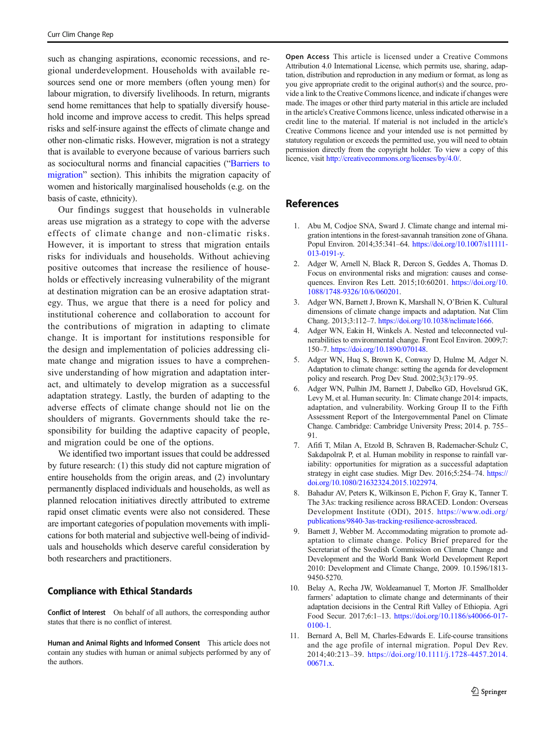such as changing aspirations, economic recessions, and regional underdevelopment. Households with available resources send one or more members (often young men) for labour migration, to diversify livelihoods. In return, migrants send home remittances that help to spatially diversify household income and improve access to credit. This helps spread risks and self-insure against the effects of climate change and other non-climatic risks. However, migration is not a strategy that is available to everyone because of various barriers such as sociocultural norms and financial capacities ("Barriers to migration" section). This inhibits the migration capacity of women and historically marginalised households (e.g. on the basis of caste, ethnicity).

Our findings suggest that households in vulnerable areas use migration as a strategy to cope with the adverse effects of climate change and non-climatic risks. However, it is important to stress that migration entails risks for individuals and households. Without achieving positive outcomes that increase the resilience of households or effectively increasing vulnerability of the migrant at destination migration can be an erosive adaptation strategy. Thus, we argue that there is a need for policy and institutional coherence and collaboration to account for the contributions of migration in adapting to climate change. It is important for institutions responsible for the design and implementation of policies addressing climate change and migration issues to have a comprehensive understanding of how migration and adaptation interact, and ultimately to develop migration as a successful adaptation strategy. Lastly, the burden of adapting to the adverse effects of climate change should not lie on the shoulders of migrants. Governments should take the responsibility for building the adaptive capacity of people, and migration could be one of the options.

We identified two important issues that could be addressed by future research: (1) this study did not capture migration of entire households from the origin areas, and (2) involuntary permanently displaced individuals and households, as well as planned relocation initiatives directly attributed to extreme rapid onset climatic events were also not considered. These are important categories of population movements with implications for both material and subjective well-being of individuals and households which deserve careful consideration by both researchers and practitioners.

## Compliance with Ethical Standards

**Conflict of Interest** On behalf of all authors, the corresponding author states that there is no conflict of interest.

**Human and Animal Rights and Informed Consent** This article does not contain any studies with human or animal subjects performed by any of the authors.

**Open Access** This article is licensed under a Creative Commons Attribution 4.0 International License, which permits use, sharing, adaptation, distribution and reproduction in any medium or format, as long as you give appropriate credit to the original author(s) and the source, provide a link to the Creative Commons licence, and indicate if changes were made. The images or other third party material in this article are included in the article's Creative Commons licence, unless indicated otherwise in a credit line to the material. If material is not included in the article's Creative Commons licence and your intended use is not permitted by statutory regulation or exceeds the permitted use, you will need to obtain permission directly from the copyright holder. To view a copy of this licence, visit http://creativecommons.org/licenses/by/4.0/.

## References

1. Abu M, Codjoe SNA, Sward J. Climate change and internal migration intentions in the forest-savannah transition zone of Ghana. Popul Environ. 2014;35:341–64. https://doi.org/10.1007/s11111-013-0191-y.
2. Adger W, Arnell N, Black R, Dercon S, Geddes A, Thomas D. Focus on environmental risks and migration: causes and consequences. Environ Res Lett. 2015;10:60201. https://doi.org/10.1088/1748-9326/10/6/060201.
3. Adger WN, Barnett J, Brown K, Marshall N, O'Brien K. Cultural dimensions of climate change impacts and adaptation. Nat Clim Chang. 2013;3:112–7. https://doi.org/10.1038/nclimate1666.
4. Adger WN, Eakin H, Winkels A. Nested and teleconnected vulnerabilities to environmental change. Front Ecol Environ. 2009;7:150–7. https://doi.org/10.1890/070148.
5. Adger WN, Huq S, Brown K, Conway D, Hulme M, Adger N. Adaptation to climate change: setting the agenda for development policy and research. Prog Dev Stud. 2002;3(3):179–95.
6. Adger WN, Pulhin JM, Barnett J, Dabelko GD, Hovelsrud GK, Levy M, et al. Human security. In: Climate change 2014: impacts, adaptation, and vulnerability. Working Group II to the Fifth Assessment Report of the Intergovernmental Panel on Climate Change. Cambridge: Cambridge University Press; 2014. p. 755–91.
7. Afifi T, Milan A, Etzold B, Schraven B, Rademacher-Schulz C, Sakdapolrak P, et al. Human mobility in response to rainfall variability: opportunities for migration as a successful adaptation strategy in eight case studies. Migr Dev. 2016;5:254–74. https://doi.org/10.1080/21632324.2015.1022974.
8. Bahadur AV, Peters K, Wilkinson E, Pichon F, Gray K, Tanner T. The 3As: tracking resilience across BRACED. London: Overseas Development Institute (ODI), 2015. https://www.odi.org/publications/9840-3as-tracking-resilience-acrossbraced.
9. Barnett J, Webber M. Accommodating migration to promote adaptation to climate change. Policy Brief prepared for the Secretariat of the Swedish Commission on Climate Change and Development and the World Bank World Development Report 2010: Development and Climate Change, 2009. 10.1596/1813-9450-5270.
10. Belay A, Recha JW, Woldeamanuel T, Morton JF. Smallholder farmers' adaptation to climate change and determinants of their adaptation decisions in the Central Rift Valley of Ethiopia. Agri Food Secur. 2017;6:1–13. https://doi.org/10.1186/s40066-017-0100-1.
11. Bernard A, Bell M, Charles-Edwards E. Life-course transitions and the age profile of internal migration. Popul Dev Rev. 2014;40:213–39. https://doi.org/10.1111/j.1728-4457.2014.00671.x.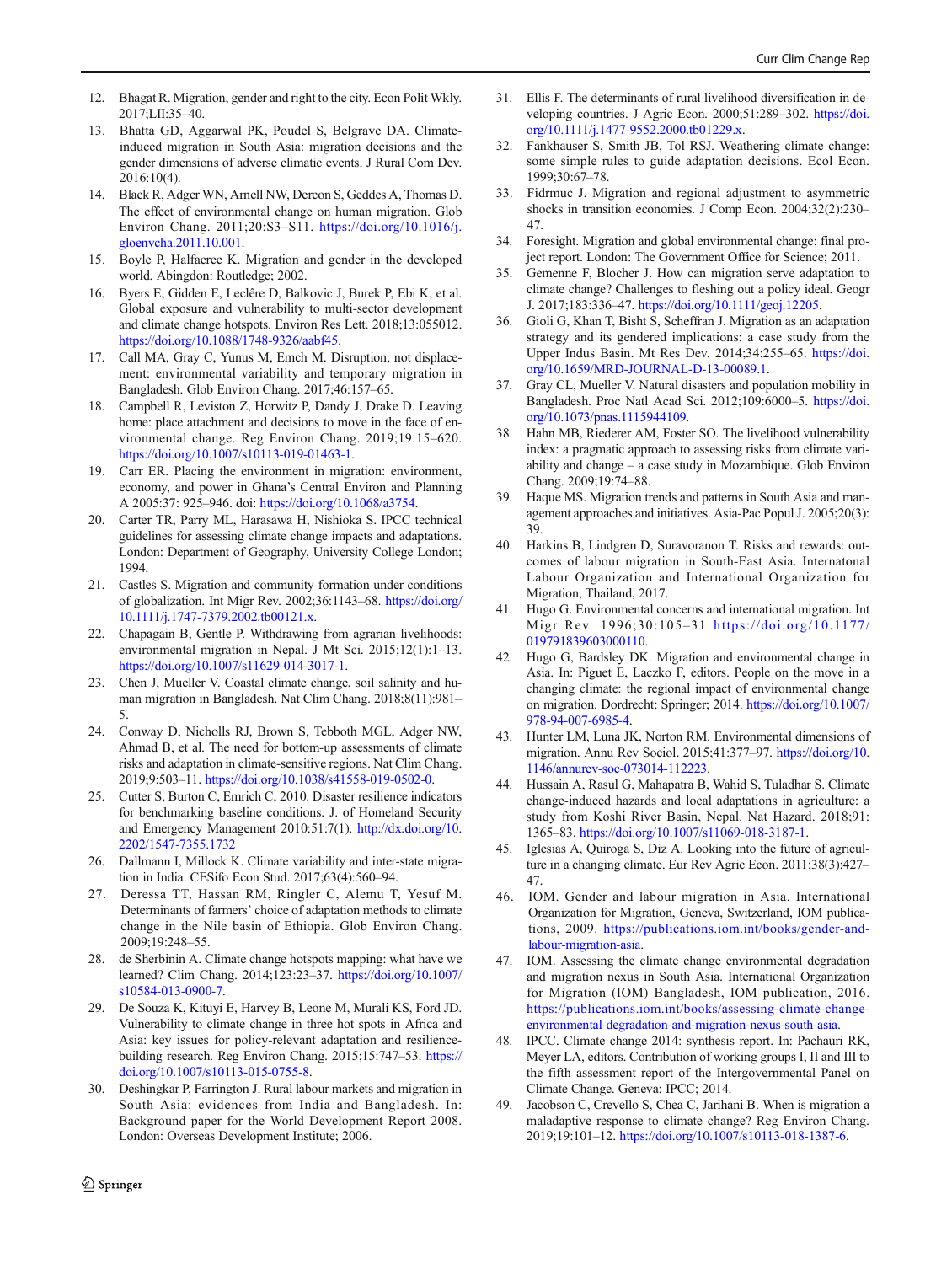12. Bhagat R. Migration, gender and right to the city. Econ Polit Wkly. 2017;LII:35–40.
13. Bhatta GD, Aggarwal PK, Poudel S, Belgrave DA. Climate-induced migration in South Asia: migration decisions and the gender dimensions of adverse climatic events. J Rural Com Dev. 2016:10(4).
14. Black R, Adger WN, Arnell NW, Dercon S, Geddes A, Thomas D. The effect of environmental change on human migration. Glob Environ Chang. 2011;20:S3–S11. https://doi.org/10.1016/j.gloenvcha.2011.10.001.
15. Boyle P, Halfacree K. Migration and gender in the developed world. Abingdon: Routledge; 2002.
16. Byers E, Gidden E, Leclère D, Balkovic J, Burek P, Ebi K, et al. Global exposure and vulnerability to multi-sector development and climate change hotspots. Environ Res Lett. 2018;13:055012. https://doi.org/10.1088/1748-9326/aabf45.
17. Call MA, Gray C, Yunus M, Emch M. Disruption, not displacement: environmental variability and temporary migration in Bangladesh. Glob Environ Chang. 2017;46:157–65.
18. Campbell R, Leviston Z, Horwitz P, Dandy J, Drake D. Leaving home: place attachment and decisions to move in the face of environmental change. Reg Environ Chang. 2019;19:15–620. https://doi.org/10.1007/s10113-019-01463-1.
19. Carr ER. Placing the environment in migration: environment, economy, and power in Ghana's Central Environ and Planning A 2005:37: 925–946. doi: https://doi.org/10.1068/a3754.
20. Carter TR, Parry ML, Harasawa H, Nishioka S. IPCC technical guidelines for assessing climate change impacts and adaptations. London: Department of Geography, University College London; 1994.
21. Castles S. Migration and community formation under conditions of globalization. Int Migr Rev. 2002;36:1143–68. https://doi.org/10.1111/j.1747-7379.2002.tb00121.x.
22. Chapagain B, Gentle P. Withdrawing from agrarian livelihoods: environmental migration in Nepal. J Mt Sci. 2015;12(1):1–13. https://doi.org/10.1007/s11629-014-3017-1.
23. Chen J, Mueller V. Coastal climate change, soil salinity and human migration in Bangladesh. Nat Clim Chang. 2018;8(11):981–5.
24. Conway D, Nicholls RJ, Brown S, Tebboth MGL, Adger NW, Ahmad B, et al. The need for bottom-up assessments of climate risks and adaptation in climate-sensitive regions. Nat Clim Chang. 2019;9:503–11. https://doi.org/10.1038/s41558-019-0502-0.
25. Cutter S, Burton C, Emrich C, 2010. Disaster resilience indicators for benchmarking baseline conditions. J. of Homeland Security and Emergency Management 2010:51:7(1). http://dx.doi.org/10.2202/1547-7355.1732
26. Dallmann I, Millock K. Climate variability and inter-state migration in India. CESifo Econ Stud. 2017;63(4):560–94.
27. Deressa TT, Hassan RM, Ringler C, Alemu T, Yesuf M. Determinants of farmers' choice of adaptation methods to climate change in the Nile basin of Ethiopia. Glob Environ Chang. 2009;19:248–55.
28. de Sherbinin A. Climate change hotspots mapping: what have we learned? Clim Chang. 2014;123:23–37. https://doi.org/10.1007/s10584-013-0900-7.
29. De Souza K, Kituyi E, Harvey B, Leone M, Murali KS, Ford JD. Vulnerability to climate change in three hot spots in Africa and Asia: key issues for policy-relevant adaptation and resilience-building research. Reg Environ Chang. 2015;15:747–53. https://doi.org/10.1007/s10113-015-0755-8.
30. Deshingkar P, Farrington J. Rural labour markets and migration in South Asia: evidences from India and Bangladesh. In: Background paper for the World Development Report 2008. London: Overseas Development Institute; 2006.
31. Ellis F. The determinants of rural livelihood diversification in developing countries. J Agric Econ. 2000;51:289–302. https://doi.org/10.1111/j.1477-9552.2000.tb01229.x.
32. Fankhauser S, Smith JB, Tol RSJ. Weathering climate change: some simple rules to guide adaptation decisions. Ecol Econ. 1999;30:67–78.
33. Fidrmuc J. Migration and regional adjustment to asymmetric shocks in transition economies. J Comp Econ. 2004;32(2):230–47.
34. Foresight. Migration and global environmental change: final project report. London: The Government Office for Science; 2011.
35. Gemenne F, Blocher J. How can migration serve adaptation to climate change? Challenges to fleshing out a policy ideal. Geogr J. 2017;183:336–47. https://doi.org/10.1111/geoj.12205.
36. Gioli G, Khan T, Bisht S, Scheffran J. Migration as an adaptation strategy and its gendered implications: a case study from the Upper Indus Basin. Mt Res Dev. 2014;34:255–65. https://doi.org/10.1659/MRD-JOURNAL-D-13-00089.1.
37. Gray CL, Mueller V. Natural disasters and population mobility in Bangladesh. Proc Natl Acad Sci. 2012;109:6000–5. https://doi.org/10.1073/pnas.1115944109.
38. Hahn MB, Riederer AM, Foster SO. The livelihood vulnerability index: a pragmatic approach to assessing risks from climate variability and change – a case study in Mozambique. Glob Environ Chang. 2009;19:74–88.
39. Haque MS. Migration trends and patterns in South Asia and management approaches and initiatives. Asia-Pac Popul J. 2005;20(3):39.
40. Harkins B, Lindgren D, Suravoranon T. Risks and rewards: outcomes of labour migration in South-East Asia. Internatonal Labour Organization and International Organization for Migration, Thailand, 2017.
41. Hugo G. Environmental concerns and international migration. Int Migr Rev. 1996;30:105–31 https://doi.org/10.1177/019791839603000110.
42. Hugo G, Bardsley DK. Migration and environmental change in Asia. In: Piguet E, Laczko F, editors. People on the move in a changing climate: the regional impact of environmental change on migration. Dordrecht: Springer; 2014. https://doi.org/10.1007/978-94-007-6985-4.
43. Hunter LM, Luna JK, Norton RM. Environmental dimensions of migration. Annu Rev Sociol. 2015;41:377–97. https://doi.org/10.1146/annurev-soc-073014-112223.
44. Hussain A, Rasul G, Mahapatra B, Wahid S, Tuladhar S. Climate change-induced hazards and local adaptations in agriculture: a study from Koshi River Basin, Nepal. Nat Hazard. 2018;91:1365–83. https://doi.org/10.1007/s11069-018-3187-1.
45. Iglesias A, Quiroga S, Diz A. Looking into the future of agriculture in a changing climate. Eur Rev Agric Econ. 2011;38(3):427–47.
46. IOM. Gender and labour migration in Asia. International Organization for Migration, Geneva, Switzerland, IOM publications, 2009. https://publications.iom.int/books/gender-and-labour-migration-asia.
47. IOM. Assessing the climate change environmental degradation and migration nexus in South Asia. International Organization for Migration (IOM) Bangladesh, IOM publication, 2016. https://publications.iom.int/books/assessing-climate-change-environmental-degradation-and-migration-nexus-south-asia.
48. IPCC. Climate change 2014: synthesis report. In: Pachauri RK, Meyer LA, editors. Contribution of working groups I, II and III to the fifth assessment report of the Intergovernmental Panel on Climate Change. Geneva: IPCC; 2014.
49. Jacobson C, Crevello S, Chea C, Jarihani B. When is migration a maladaptive response to climate change? Reg Environ Chang. 2019;19:101–12. https://doi.org/10.1007/s10113-018-1387-6.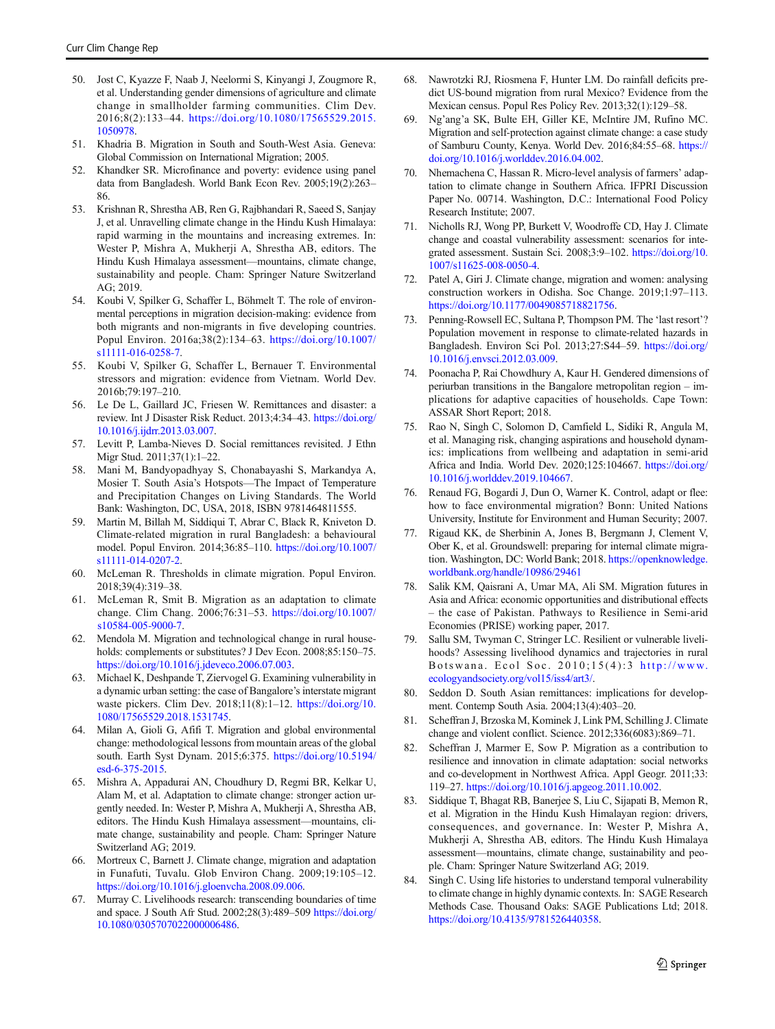50. Jost C, Kyazze F, Naab J, Neelormi S, Kinyangi J, Zougmore R, et al. Understanding gender dimensions of agriculture and climate change in smallholder farming communities. Clim Dev. 2016;8(2):133–44. https://doi.org/10.1080/17565529.2015.1050978.
51. Khadria B. Migration in South and South-West Asia. Geneva: Global Commission on International Migration; 2005.
52. Khandker SR. Microfinance and poverty: evidence using panel data from Bangladesh. World Bank Econ Rev. 2005;19(2):263–86.
53. Krishnan R, Shrestha AB, Ren G, Rajbhandari R, Saeed S, Sanjay J, et al. Unravelling climate change in the Hindu Kush Himalaya: rapid warming in the mountains and increasing extremes. In: Wester P, Mishra A, Mukherji A, Shrestha AB, editors. The Hindu Kush Himalaya assessment—mountains, climate change, sustainability and people. Cham: Springer Nature Switzerland AG; 2019.
54. Koubi V, Spilker G, Schaffer L, Böhmelt T. The role of environmental perceptions in migration decision-making: evidence from both migrants and non-migrants in five developing countries. Popul Environ. 2016a;38(2):134–63. https://doi.org/10.1007/s11111-016-0258-7.
55. Koubi V, Spilker G, Schaffer L, Bernauer T. Environmental stressors and migration: evidence from Vietnam. World Dev. 2016b;79:197–210.
56. Le De L, Gaillard JC, Friesen W. Remittances and disaster: a review. Int J Disaster Risk Reduct. 2013;4:34–43. https://doi.org/10.1016/j.ijdrr.2013.03.007.
57. Levitt P, Lamba-Nieves D. Social remittances revisited. J Ethn Migr Stud. 2011;37(1):1–22.
58. Mani M, Bandyopadhyay S, Chonabayashi S, Markandya A, Mosier T. South Asia's Hotspots—The Impact of Temperature and Precipitation Changes on Living Standards. The World Bank: Washington, DC, USA, 2018, ISBN 9781464811555.
59. Martin M, Billah M, Siddiqui T, Abrar C, Black R, Kniveton D. Climate-related migration in rural Bangladesh: a behavioural model. Popul Environ. 2014;36:85–110. https://doi.org/10.1007/s11111-014-0207-2.
60. McLeman R. Thresholds in climate migration. Popul Environ. 2018;39(4):319–38.
61. McLeman R, Smit B. Migration as an adaptation to climate change. Clim Chang. 2006;76:31–53. https://doi.org/10.1007/s10584-005-9000-7.
62. Mendola M. Migration and technological change in rural households: complements or substitutes? J Dev Econ. 2008;85:150–75. https://doi.org/10.1016/j.jdeveco.2006.07.003.
63. Michael K, Deshpande T, Ziervogel G. Examining vulnerability in a dynamic urban setting: the case of Bangalore's interstate migrant waste pickers. Clim Dev. 2018;11(8):1–12. https://doi.org/10.1080/17565529.2018.1531745.
64. Milan A, Gioli G, Afifi T. Migration and global environmental change: methodological lessons from mountain areas of the global south. Earth Syst Dynam. 2015;6:375. https://doi.org/10.5194/esd-6-375-2015.
65. Mishra A, Appadurai AN, Choudhury D, Regmi BR, Kelkar U, Alam M, et al. Adaptation to climate change: stronger action urgently needed. In: Wester P, Mishra A, Mukherji A, Shrestha AB, editors. The Hindu Kush Himalaya assessment—mountains, climate change, sustainability and people. Cham: Springer Nature Switzerland AG; 2019.
66. Mortreux C, Barnett J. Climate change, migration and adaptation in Funafuti, Tuvalu. Glob Environ Chang. 2009;19:105–12. https://doi.org/10.1016/j.gloenvcha.2008.09.006.
67. Murray C. Livelihoods research: transcending boundaries of time and space. J South Afr Stud. 2002;28(3):489–509 https://doi.org/10.1080/0305707022000006486.
68. Nawrotzki RJ, Riosmena F, Hunter LM. Do rainfall deficits predict US-bound migration from rural Mexico? Evidence from the Mexican census. Popul Res Policy Rev. 2013;32(1):129–58.
69. Ng'ang'a SK, Bulte EH, Giller KE, McIntire JM, Rufino MC. Migration and self-protection against climate change: a case study of Samburu County, Kenya. World Dev. 2016;84:55–68. https://doi.org/10.1016/j.worlddev.2016.04.002.
70. Nhemachena C, Hassan R. Micro-level analysis of farmers' adaptation to climate change in Southern Africa. IFPRI Discussion Paper No. 00714. Washington, D.C.: International Food Policy Research Institute; 2007.
71. Nicholls RJ, Wong PP, Burkett V, Woodroffe CD, Hay J. Climate change and coastal vulnerability assessment: scenarios for integrated assessment. Sustain Sci. 2008;3:9–102. https://doi.org/10.1007/s11625-008-0050-4.
72. Patel A, Giri J. Climate change, migration and women: analysing construction workers in Odisha. Soc Change. 2019;1:97–113. https://doi.org/10.1177/0049085718821756.
73. Penning-Rowsell EC, Sultana P, Thompson PM. The 'last resort'? Population movement in response to climate-related hazards in Bangladesh. Environ Sci Pol. 2013;27:S44–59. https://doi.org/10.1016/j.envsci.2012.03.009.
74. Poonacha P, Rai Chowdhury A, Kaur H. Gendered dimensions of periurban transitions in the Bangalore metropolitan region – implications for adaptive capacities of households. Cape Town: ASSAR Short Report; 2018.
75. Rao N, Singh C, Solomon D, Camfield L, Sidiki R, Angula M, et al. Managing risk, changing aspirations and household dynamics: implications from wellbeing and adaptation in semi-arid Africa and India. World Dev. 2020;125:104667. https://doi.org/10.1016/j.worlddev.2019.104667.
76. Renaud FG, Bogardi J, Dun O, Warner K. Control, adapt or flee: how to face environmental migration? Bonn: United Nations University, Institute for Environment and Human Security; 2007.
77. Rigaud KK, de Sherbinin A, Jones B, Bergmann J, Clement V, Ober K, et al. Groundswell: preparing for internal climate migration. Washington, DC: World Bank; 2018. https://openknowledge.worldbank.org/handle/10986/29461
78. Salik KM, Qaisrani A, Umar MA, Ali SM. Migration futures in Asia and Africa: economic opportunities and distributional effects – the case of Pakistan. Pathways to Resilience in Semi-arid Economies (PRISE) working paper, 2017.
79. Sallu SM, Twyman C, Stringer LC. Resilient or vulnerable livelihoods? Assessing livelihood dynamics and trajectories in rural Botswana. Ecol Soc. 2010;15(4):3 http://www.ecologyandsociety.org/vol15/iss4/art3/.
80. Seddon D. South Asian remittances: implications for development. Contemp South Asia. 2004;13(4):403–20.
81. Scheffran J, Brzoska M, Kominek J, Link PM, Schilling J. Climate change and violent conflict. Science. 2012;336(6083):869–71.
82. Scheffran J, Marmer E, Sow P. Migration as a contribution to resilience and innovation in climate adaptation: social networks and co-development in Northwest Africa. Appl Geogr. 2011;33:119–27. https://doi.org/10.1016/j.apgeog.2011.10.002.
83. Siddique T, Bhagat RB, Banerjee S, Liu C, Sijapati B, Memon R, et al. Migration in the Hindu Kush Himalayan region: drivers, consequences, and governance. In: Wester P, Mishra A, Mukherji A, Shrestha AB, editors. The Hindu Kush Himalaya assessment—mountains, climate change, sustainability and people. Cham: Springer Nature Switzerland AG; 2019.
84. Singh C. Using life histories to understand temporal vulnerability to climate change in highly dynamic contexts. In: SAGE Research Methods Case. Thousand Oaks: SAGE Publications Ltd; 2018. https://doi.org/10.4135/9781526440358.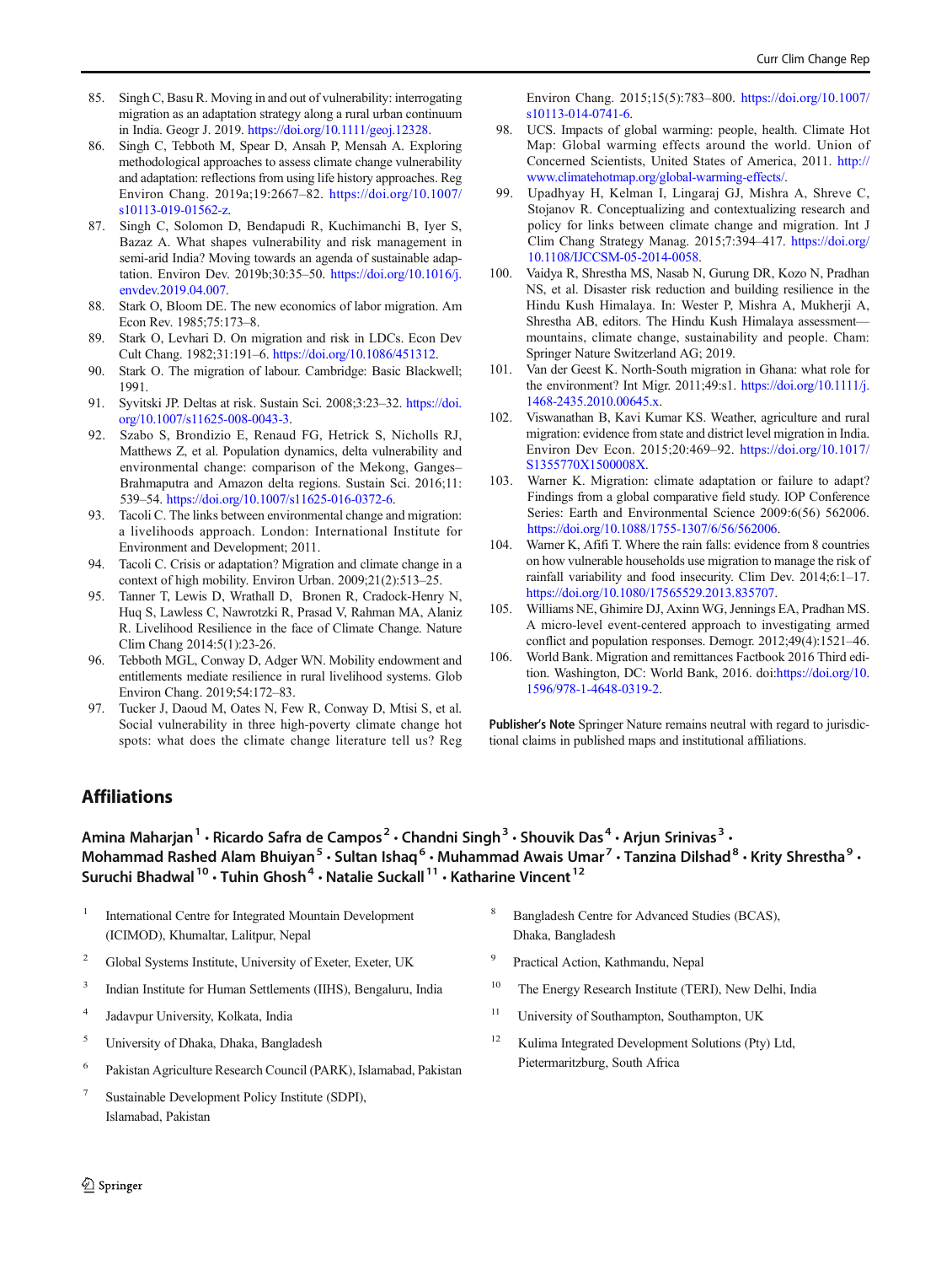85. Singh C, Basu R. Moving in and out of vulnerability: interrogating migration as an adaptation strategy along a rural urban continuum in India. Geogr J. 2019. https://doi.org/10.1111/geoj.12328.
86. Singh C, Tebboth M, Spear D, Ansah P, Mensah A. Exploring methodological approaches to assess climate change vulnerability and adaptation: reflections from using life history approaches. Reg Environ Chang. 2019a;19:2667–82. https://doi.org/10.1007/s10113-019-01562-z.
87. Singh C, Solomon D, Bendapudi R, Kuchimanchi B, Iyer S, Bazaz A. What shapes vulnerability and risk management in semi-arid India? Moving towards an agenda of sustainable adaptation. Environ Dev. 2019b;30:35–50. https://doi.org/10.1016/j.envdev.2019.04.007.
88. Stark O, Bloom DE. The new economics of labor migration. Am Econ Rev. 1985;75:173–8.
89. Stark O, Levhari D. On migration and risk in LDCs. Econ Dev Cult Chang. 1982;31:191–6. https://doi.org/10.1086/451312.
90. Stark O. The migration of labour. Cambridge: Basic Blackwell; 1991.
91. Syvitski JP. Deltas at risk. Sustain Sci. 2008;3:23–32. https://doi.org/10.1007/s11625-008-0043-3.
92. Szabo S, Brondizio E, Renaud FG, Hetrick S, Nicholls RJ, Matthews Z, et al. Population dynamics, delta vulnerability and environmental change: comparison of the Mekong, Ganges–Brahmaputra and Amazon delta regions. Sustain Sci. 2016;11: 539–54. https://doi.org/10.1007/s11625-016-0372-6.
93. Tacoli C. The links between environmental change and migration: a livelihoods approach. London: International Institute for Environment and Development; 2011.
94. Tacoli C. Crisis or adaptation? Migration and climate change in a context of high mobility. Environ Urban. 2009;21(2):513–25.
95. Tanner T, Lewis D, Wrathall D, Bronen R, Cradock-Henry N, Huq S, Lawless C, Nawrotzki R, Prasad V, Rahman MA, Alaniz R. Livelihood Resilience in the face of Climate Change. Nature Clim Chang 2014:5(1):23-26.
96. Tebboth MGL, Conway D, Adger WN. Mobility endowment and entitlements mediate resilience in rural livelihood systems. Glob Environ Chang. 2019;54:172–83.
97. Tucker J, Daoud M, Oates N, Few R, Conway D, Mtisi S, et al. Social vulnerability in three high-poverty climate change hot spots: what does the climate change literature tell us? Reg Environ Chang. 2015;15(5):783–800. https://doi.org/10.1007/s10113-014-0741-6.
98. UCS. Impacts of global warming: people, health. Climate Hot Map: Global warming effects around the world. Union of Concerned Scientists, United States of America, 2011. http://www.climatehotmap.org/global-warming-effects/.
99. Upadhyay H, Kelman I, Lingaraj GJ, Mishra A, Shreve C, Stojanov R. Conceptualizing and contextualizing research and policy for links between climate change and migration. Int J Clim Chang Strategy Manag. 2015;7:394–417. https://doi.org/10.1108/IJCCSM-05-2014-0058.
100. Vaidya R, Shrestha MS, Nasab N, Gurung DR, Kozo N, Pradhan NS, et al. Disaster risk reduction and building resilience in the Hindu Kush Himalaya. In: Wester P, Mishra A, Mukherji A, Shrestha AB, editors. The Hindu Kush Himalaya assessment—mountains, climate change, sustainability and people. Cham: Springer Nature Switzerland AG; 2019.
101. Van der Geest K. North-South migration in Ghana: what role for the environment? Int Migr. 2011;49:s1. https://doi.org/10.1111/j.1468-2435.2010.00645.x.
102. Viswanathan B, Kavi Kumar KS. Weather, agriculture and rural migration: evidence from state and district level migration in India. Environ Dev Econ. 2015;20:469–92. https://doi.org/10.1017/S1355770X1500008X.
103. Warner K. Migration: climate adaptation or failure to adapt? Findings from a global comparative field study. IOP Conference Series: Earth and Environmental Science 2009:6(56) 562006. https://doi.org/10.1088/1755-1307/6/56/562006.
104. Warner K, Afifi T. Where the rain falls: evidence from 8 countries on how vulnerable households use migration to manage the risk of rainfall variability and food insecurity. Clim Dev. 2014;6:1–17. https://doi.org/10.1080/17565529.2013.835707.
105. Williams NE, Ghimire DJ, Axinn WG, Jennings EA, Pradhan MS. A micro-level event-centered approach to investigating armed conflict and population responses. Demogr. 2012;49(4):1521–46.
106. World Bank. Migration and remittances Factbook 2016 Third edition. Washington, DC: World Bank, 2016. doi:https://doi.org/10.1596/978-1-4648-0319-2.

**Publisher's Note** Springer Nature remains neutral with regard to jurisdictional claims in published maps and institutional affiliations.

## Affiliations

**Amina Maharjan[1] · Ricardo Safra de Campos[2] · Chandni Singh[3] · Shouvik Das[4] · Arjun Srinivas[3] · Mohammad Rashed Alam Bhuiyan[5] · Sultan Ishaq[6] · Muhammad Awais Umar[7] · Tanzina Dilshad[8] · Krity Shrestha[9] · Suruchi Bhadwal[10] · Tuhin Ghosh[4] · Natalie Suckall[11] · Katharine Vincent[12]**

[1] International Centre for Integrated Mountain Development (ICIMOD), Khumaltar, Lalitpur, Nepal

[2] Global Systems Institute, University of Exeter, Exeter, UK

[3] Indian Institute for Human Settlements (IIHS), Bengaluru, India

[4] Jadavpur University, Kolkata, India

[5] University of Dhaka, Dhaka, Bangladesh

[6] Pakistan Agriculture Research Council (PARK), Islamabad, Pakistan

[7] Sustainable Development Policy Institute (SDPI), Islamabad, Pakistan

[8] Bangladesh Centre for Advanced Studies (BCAS), Dhaka, Bangladesh

[9] Practical Action, Kathmandu, Nepal

[10] The Energy Research Institute (TERI), New Delhi, India

[11] University of Southampton, Southampton, UK

[12] Kulima Integrated Development Solutions (Pty) Ltd, Pietermaritzburg, South Africa